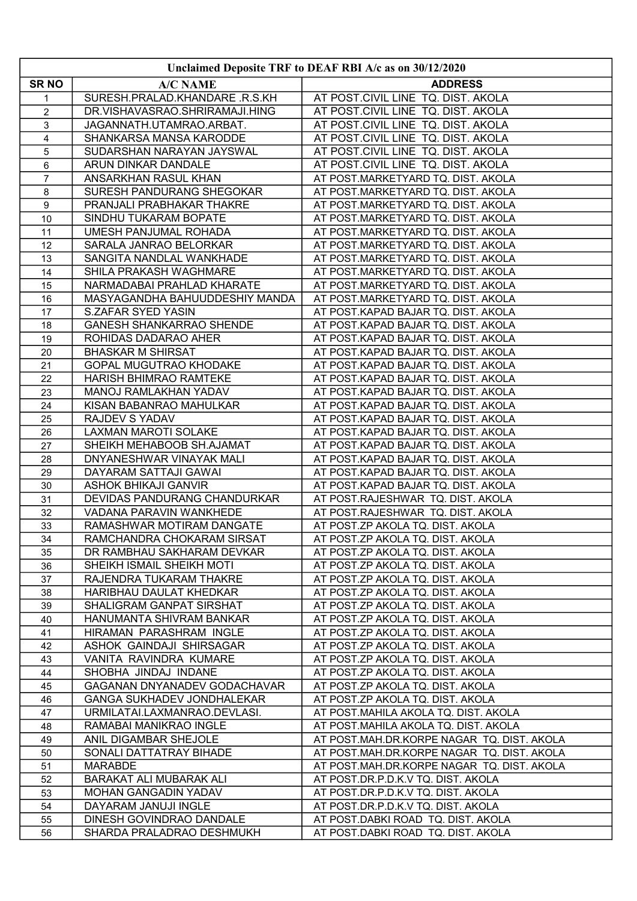| Unclaimed Deposite TRF to DEAF RBI A/c as on 30/12/2020 | | |
|---|---|---|
| SR NO | A/C NAME | ADDRESS |
| 1 | SURESH.PRALAD.KHANDARE .R.S.KH | AT POST.CIVIL LINE TQ. DIST. AKOLA |
| 2 | DR.VISHAVASRAO.SHRIRAMAJI.HING | AT POST.CIVIL LINE TQ. DIST. AKOLA |
| 3 | JAGANNATH.UTAMRAO.ARBAT. | AT POST.CIVIL LINE TQ. DIST. AKOLA |
| 4 | SHANKARSA MANSA KARODDE | AT POST.CIVIL LINE TQ. DIST. AKOLA |
| 5 | SUDARSHAN NARAYAN JAYSWAL | AT POST.CIVIL LINE TQ. DIST. AKOLA |
| 6 | ARUN DINKAR DANDALE | AT POST.CIVIL LINE TQ. DIST. AKOLA |
| 7 | ANSARKHAN RASUL KHAN | AT POST.MARKETYARD TQ. DIST. AKOLA |
| 8 | SURESH PANDURANG SHEGOKAR | AT POST.MARKETYARD TQ. DIST. AKOLA |
| 9 | PRANJALI PRABHAKAR THAKRE | AT POST.MARKETYARD TQ. DIST. AKOLA |
| 10 | SINDHU TUKARAM BOPATE | AT POST.MARKETYARD TQ. DIST. AKOLA |
| 11 | UMESH PANJUMAL ROHADA | AT POST.MARKETYARD TQ. DIST. AKOLA |
| 12 | SARALA JANRAO BELORKAR | AT POST.MARKETYARD TQ. DIST. AKOLA |
| 13 | SANGITA NANDLAL WANKHADE | AT POST.MARKETYARD TQ. DIST. AKOLA |
| 14 | SHILA PRAKASH WAGHMARE | AT POST.MARKETYARD TQ. DIST. AKOLA |
| 15 | NARMADABAI PRAHLAD KHARATE | AT POST.MARKETYARD TQ. DIST. AKOLA |
| 16 | MASYAGANDHA BAHUUDDESHIY MANDA | AT POST.MARKETYARD TQ. DIST. AKOLA |
| 17 | S.ZAFAR SYED YASIN | AT POST.KAPAD BAJAR TQ. DIST. AKOLA |
| 18 | GANESH SHANKARRAO SHENDE | AT POST.KAPAD BAJAR TQ. DIST. AKOLA |
| 19 | ROHIDAS DADARAO AHER | AT POST.KAPAD BAJAR TQ. DIST. AKOLA |
| 20 | BHASKAR M SHIRSAT | AT POST.KAPAD BAJAR TQ. DIST. AKOLA |
| 21 | GOPAL MUGUTRAO KHODAKE | AT POST.KAPAD BAJAR TQ. DIST. AKOLA |
| 22 | HARISH BHIMRAO RAMTEKE | AT POST.KAPAD BAJAR TQ. DIST. AKOLA |
| 23 | MANOJ RAMLAKHAN YADAV | AT POST.KAPAD BAJAR TQ. DIST. AKOLA |
| 24 | KISAN BABANRAO MAHULKAR | AT POST.KAPAD BAJAR TQ. DIST. AKOLA |
| 25 | RAJDEV S YADAV | AT POST.KAPAD BAJAR TQ. DIST. AKOLA |
| 26 | LAXMAN MAROTI SOLAKE | AT POST.KAPAD BAJAR TQ. DIST. AKOLA |
| 27 | SHEIKH MEHABOOB SH.AJAMAT | AT POST.KAPAD BAJAR TQ. DIST. AKOLA |
| 28 | DNYANESHWAR VINAYAK MALI | AT POST.KAPAD BAJAR TQ. DIST. AKOLA |
| 29 | DAYARAM SATTAJI GAWAI | AT POST.KAPAD BAJAR TQ. DIST. AKOLA |
| 30 | ASHOK BHIKAJI GANVIR | AT POST.KAPAD BAJAR TQ. DIST. AKOLA |
| 31 | DEVIDAS PANDURANG CHANDURKAR | AT POST.RAJESHWAR TQ. DIST. AKOLA |
| 32 | VADANA PARAVIN WANKHEDE | AT POST.RAJESHWAR TQ. DIST. AKOLA |
| 33 | RAMASHWAR MOTIRAM DANGATE | AT POST.ZP AKOLA TQ. DIST. AKOLA |
| 34 | RAMCHANDRA CHOKARAM SIRSAT | AT POST.ZP AKOLA TQ. DIST. AKOLA |
| 35 | DR RAMBHAU SAKHARAM DEVKAR | AT POST.ZP AKOLA TQ. DIST. AKOLA |
| 36 | SHEIKH ISMAIL SHEIKH MOTI | AT POST.ZP AKOLA TQ. DIST. AKOLA |
| 37 | RAJENDRA TUKARAM THAKRE | AT POST.ZP AKOLA TQ. DIST. AKOLA |
| 38 | HARIBHAU DAULAT KHEDKAR | AT POST.ZP AKOLA TQ. DIST. AKOLA |
| 39 | SHALIGRAM GANPAT SIRSHAT | AT POST.ZP AKOLA TQ. DIST. AKOLA |
| 40 | HANUMANTA SHIVRAM BANKAR | AT POST.ZP AKOLA TQ. DIST. AKOLA |
| 41 | HIRAMAN PARASHRAM INGLE | AT POST.ZP AKOLA TQ. DIST. AKOLA |
| 42 | ASHOK GAINDAJI SHIRSAGAR | AT POST.ZP AKOLA TQ. DIST. AKOLA |
| 43 | VANITA RAVINDRA KUMARE | AT POST.ZP AKOLA TQ. DIST. AKOLA |
| 44 | SHOBHA JINDAJ INDANE | AT POST.ZP AKOLA TQ. DIST. AKOLA |
| 45 | GAGANAN DNYANADEV GODACHAVAR | AT POST.ZP AKOLA TQ. DIST. AKOLA |
| 46 | GANGA SUKHADEV JONDHALEKAR | AT POST.ZP AKOLA TQ. DIST. AKOLA |
| 47 | URMILATAI.LAXMANRAO.DEVLASI. | AT POST.MAHILA AKOLA TQ. DIST. AKOLA |
| 48 | RAMABAI MANIKRAO INGLE | AT POST.MAHILA AKOLA TQ. DIST. AKOLA |
| 49 | ANIL DIGAMBAR SHEJOLE | AT POST.MAH.DR.KORPE NAGAR TQ. DIST. AKOLA |
| 50 | SONALI DATTATRAY BIHADE | AT POST.MAH.DR.KORPE NAGAR TQ. DIST. AKOLA |
| 51 | MARABDE | AT POST.MAH.DR.KORPE NAGAR TQ. DIST. AKOLA |
| 52 | BARAKAT ALI MUBARAK ALI | AT POST.DR.P.D.K.V TQ. DIST. AKOLA |
| 53 | MOHAN GANGADIN YADAV | AT POST.DR.P.D.K.V TQ. DIST. AKOLA |
| 54 | DAYARAM JANUJI INGLE | AT POST.DR.P.D.K.V TQ. DIST. AKOLA |
| 55 | DINESH GOVINDRAO DANDALE | AT POST.DABKI ROAD TQ. DIST. AKOLA |
| 56 | SHARDA PRALADRAO DESHMUKH | AT POST.DABKI ROAD TQ. DIST. AKOLA |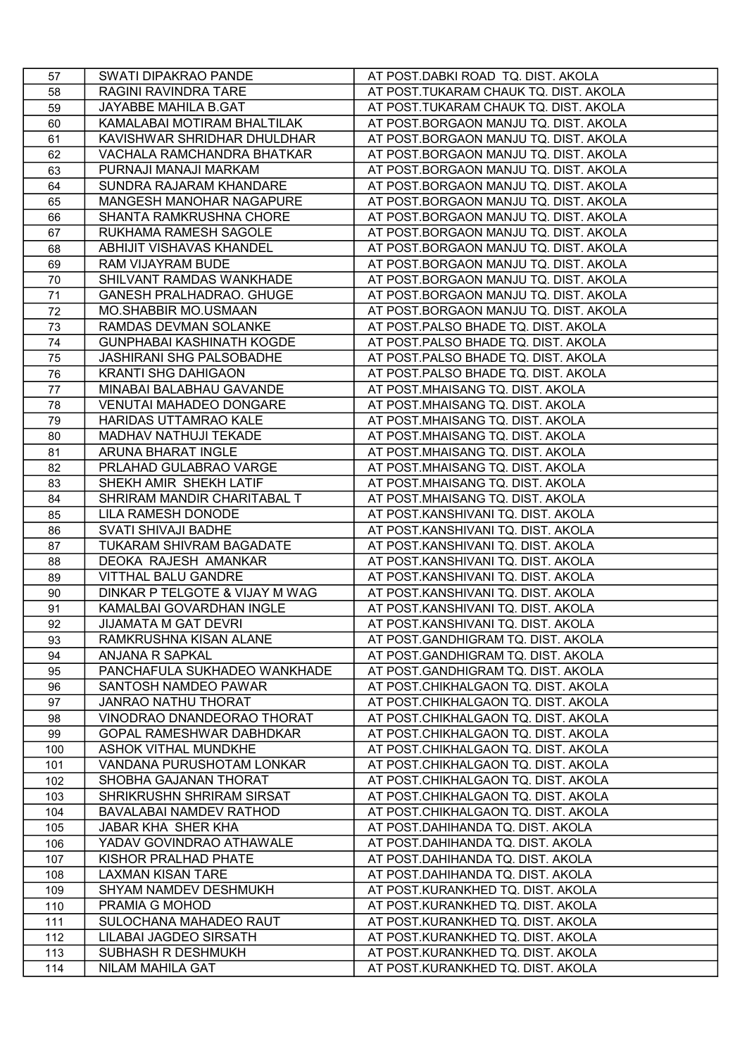| 57 | SWATI DIPAKRAO PANDE | AT POST.DABKI ROAD TQ. DIST. AKOLA |
|---|---|---|
| 58 | RAGINI RAVINDRA TARE | AT POST.TUKARAM CHAUK TQ. DIST. AKOLA |
| 59 | JAYABBE MAHILA B.GAT | AT POST.TUKARAM CHAUK TQ. DIST. AKOLA |
| 60 | KAMALABAI MOTIRAM BHALTILAK | AT POST.BORGAON MANJU TQ. DIST. AKOLA |
| 61 | KAVISHWAR SHRIDHAR DHULDHAR | AT POST.BORGAON MANJU TQ. DIST. AKOLA |
| 62 | VACHALA RAMCHANDRA BHATKAR | AT POST.BORGAON MANJU TQ. DIST. AKOLA |
| 63 | PURNAJI MANAJI MARKAM | AT POST.BORGAON MANJU TQ. DIST. AKOLA |
| 64 | SUNDRA RAJARAM KHANDARE | AT POST.BORGAON MANJU TQ. DIST. AKOLA |
| 65 | MANGESH MANOHAR NAGAPURE | AT POST.BORGAON MANJU TQ. DIST. AKOLA |
| 66 | SHANTA RAMKRUSHNA CHORE | AT POST.BORGAON MANJU TQ. DIST. AKOLA |
| 67 | RUKHAMA RAMESH SAGOLE | AT POST.BORGAON MANJU TQ. DIST. AKOLA |
| 68 | ABHIJIT VISHAVAS KHANDEL | AT POST.BORGAON MANJU TQ. DIST. AKOLA |
| 69 | RAM VIJAYRAM BUDE | AT POST.BORGAON MANJU TQ. DIST. AKOLA |
| 70 | SHILVANT RAMDAS WANKHADE | AT POST.BORGAON MANJU TQ. DIST. AKOLA |
| 71 | GANESH PRALHADRAO. GHUGE | AT POST.BORGAON MANJU TQ. DIST. AKOLA |
| 72 | MO.SHABBIR MO.USMAAN | AT POST.BORGAON MANJU TQ. DIST. AKOLA |
| 73 | RAMDAS DEVMAN SOLANKE | AT POST.PALSO BHADE TQ. DIST. AKOLA |
| 74 | GUNPHABAI KASHINATH KOGDE | AT POST.PALSO BHADE TQ. DIST. AKOLA |
| 75 | JASHIRANI SHG PALSOBADHE | AT POST.PALSO BHADE TQ. DIST. AKOLA |
| 76 | KRANTI SHG DAHIGAON | AT POST.PALSO BHADE TQ. DIST. AKOLA |
| 77 | MINABAI BALABHAU GAVANDE | AT POST.MHAISANG TQ. DIST. AKOLA |
| 78 | VENUTAI MAHADEO DONGARE | AT POST.MHAISANG TQ. DIST. AKOLA |
| 79 | HARIDAS UTTAMRAO KALE | AT POST.MHAISANG TQ. DIST. AKOLA |
| 80 | MADHAV NATHUJI TEKADE | AT POST.MHAISANG TQ. DIST. AKOLA |
| 81 | ARUNA BHARAT INGLE | AT POST.MHAISANG TQ. DIST. AKOLA |
| 82 | PRLAHAD GULABRAO VARGE | AT POST.MHAISANG TQ. DIST. AKOLA |
| 83 | SHEKH AMIR SHEKH LATIF | AT POST.MHAISANG TQ. DIST. AKOLA |
| 84 | SHRIRAM MANDIR CHARITABAL T | AT POST.MHAISANG TQ. DIST. AKOLA |
| 85 | LILA RAMESH DONODE | AT POST.KANSHIVANI TQ. DIST. AKOLA |
| 86 | SVATI SHIVAJI BADHE | AT POST.KANSHIVANI TQ. DIST. AKOLA |
| 87 | TUKARAM SHIVRAM BAGADATE | AT POST.KANSHIVANI TQ. DIST. AKOLA |
| 88 | DEOKA RAJESH AMANKAR | AT POST.KANSHIVANI TQ. DIST. AKOLA |
| 89 | VITTHAL BALU GANDRE | AT POST.KANSHIVANI TQ. DIST. AKOLA |
| 90 | DINKAR P TELGOTE & VIJAY M WAG | AT POST.KANSHIVANI TQ. DIST. AKOLA |
| 91 | KAMALBAI GOVARDHAN INGLE | AT POST.KANSHIVANI TQ. DIST. AKOLA |
| 92 | JIJAMATA M GAT DEVRI | AT POST.KANSHIVANI TQ. DIST. AKOLA |
| 93 | RAMKRUSHNA KISAN ALANE | AT POST.GANDHIGRAM TQ. DIST. AKOLA |
| 94 | ANJANA R SAPKAL | AT POST.GANDHIGRAM TQ. DIST. AKOLA |
| 95 | PANCHAFULA SUKHADEO WANKHADE | AT POST.GANDHIGRAM TQ. DIST. AKOLA |
| 96 | SANTOSH NAMDEO PAWAR | AT POST.CHIKHALGAON TQ. DIST. AKOLA |
| 97 | JANRAO NATHU THORAT | AT POST.CHIKHALGAON TQ. DIST. AKOLA |
| 98 | VINODRAO DNANDEORAO THORAT | AT POST.CHIKHALGAON TQ. DIST. AKOLA |
| 99 | GOPAL RAMESHWAR DABHDKAR | AT POST.CHIKHALGAON TQ. DIST. AKOLA |
| 100 | ASHOK VITHAL MUNDKHE | AT POST.CHIKHALGAON TQ. DIST. AKOLA |
| 101 | VANDANA PURUSHOTAM LONKAR | AT POST.CHIKHALGAON TQ. DIST. AKOLA |
| 102 | SHOBHA GAJANAN THORAT | AT POST.CHIKHALGAON TQ. DIST. AKOLA |
| 103 | SHRIKRUSHN SHRIRAM SIRSAT | AT POST.CHIKHALGAON TQ. DIST. AKOLA |
| 104 | BAVALABAI NAMDEV RATHOD | AT POST.CHIKHALGAON TQ. DIST. AKOLA |
| 105 | JABAR KHA SHER KHA | AT POST.DAHIHANDA TQ. DIST. AKOLA |
| 106 | YADAV GOVINDRAO ATHAWALE | AT POST.DAHIHANDA TQ. DIST. AKOLA |
| 107 | KISHOR PRALHAD PHATE | AT POST.DAHIHANDA TQ. DIST. AKOLA |
| 108 | LAXMAN KISAN TARE | AT POST.DAHIHANDA TQ. DIST. AKOLA |
| 109 | SHYAM NAMDEV DESHMUKH | AT POST.KURANKHED TQ. DIST. AKOLA |
| 110 | PRAMIA G MOHOD | AT POST.KURANKHED TQ. DIST. AKOLA |
| 111 | SULOCHANA MAHADEO RAUT | AT POST.KURANKHED TQ. DIST. AKOLA |
| 112 | LILABAI JAGDEO SIRSATH | AT POST.KURANKHED TQ. DIST. AKOLA |
| 113 | SUBHASH R DESHMUKH | AT POST.KURANKHED TQ. DIST. AKOLA |
| 114 | NILAM MAHILA GAT | AT POST.KURANKHED TQ. DIST. AKOLA |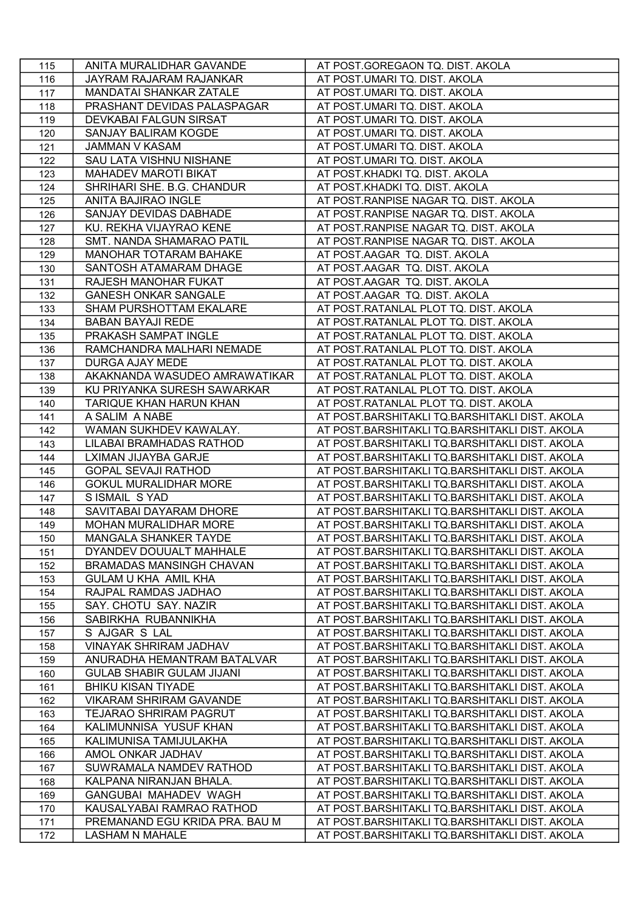| | | |
|---|---|---|
| 115 | ANITA MURALIDHAR GAVANDE | AT POST.GOREGAON TQ. DIST. AKOLA |
| 116 | JAYRAM RAJARAM RAJANKAR | AT POST.UMARI TQ. DIST. AKOLA |
| 117 | MANDATAI SHANKAR ZATALE | AT POST.UMARI TQ. DIST. AKOLA |
| 118 | PRASHANT DEVIDAS PALASPAGAR | AT POST.UMARI TQ. DIST. AKOLA |
| 119 | DEVKABAI FALGUN SIRSAT | AT POST.UMARI TQ. DIST. AKOLA |
| 120 | SANJAY BALIRAM KOGDE | AT POST.UMARI TQ. DIST. AKOLA |
| 121 | JAMMAN V KASAM | AT POST.UMARI TQ. DIST. AKOLA |
| 122 | SAU LATA VISHNU NISHANE | AT POST.UMARI TQ. DIST. AKOLA |
| 123 | MAHADEV MAROTI BIKAT | AT POST.KHADKI TQ. DIST. AKOLA |
| 124 | SHRIHARI SHE. B.G. CHANDUR | AT POST.KHADKI TQ. DIST. AKOLA |
| 125 | ANITA BAJIRAO INGLE | AT POST.RANPISE NAGAR TQ. DIST. AKOLA |
| 126 | SANJAY DEVIDAS DABHADE | AT POST.RANPISE NAGAR TQ. DIST. AKOLA |
| 127 | KU. REKHA VIJAYRAO KENE | AT POST.RANPISE NAGAR TQ. DIST. AKOLA |
| 128 | SMT. NANDA SHAMARAO PATIL | AT POST.RANPISE NAGAR TQ. DIST. AKOLA |
| 129 | MANOHAR TOTARAM BAHAKE | AT POST.AAGAR TQ. DIST. AKOLA |
| 130 | SANTOSH ATAMARAM DHAGE | AT POST.AAGAR TQ. DIST. AKOLA |
| 131 | RAJESH MANOHAR FUKAT | AT POST.AAGAR TQ. DIST. AKOLA |
| 132 | GANESH ONKAR SANGALE | AT POST.AAGAR TQ. DIST. AKOLA |
| 133 | SHAM PURSHOTTAM EKALARE | AT POST.RATANLAL PLOT TQ. DIST. AKOLA |
| 134 | BABAN BAYAJI REDE | AT POST.RATANLAL PLOT TQ. DIST. AKOLA |
| 135 | PRAKASH SAMPAT INGLE | AT POST.RATANLAL PLOT TQ. DIST. AKOLA |
| 136 | RAMCHANDRA MALHARI NEMADE | AT POST.RATANLAL PLOT TQ. DIST. AKOLA |
| 137 | DURGA AJAY MEDE | AT POST.RATANLAL PLOT TQ. DIST. AKOLA |
| 138 | AKAKNANDA WASUDEO AMRAWATIKAR | AT POST.RATANLAL PLOT TQ. DIST. AKOLA |
| 139 | KU PRIYANKA SURESH SAWARKAR | AT POST.RATANLAL PLOT TQ. DIST. AKOLA |
| 140 | TARIQUE KHAN HARUN KHAN | AT POST.RATANLAL PLOT TQ. DIST. AKOLA |
| 141 | A SALIM A NABE | AT POST.BARSHITAKLI TQ.BARSHITAKLI DIST. AKOLA |
| 142 | WAMAN SUKHDEV KAWALAY. | AT POST.BARSHITAKLI TQ.BARSHITAKLI DIST. AKOLA |
| 143 | LILABAI BRAMHADAS RATHOD | AT POST.BARSHITAKLI TQ.BARSHITAKLI DIST. AKOLA |
| 144 | LXIMAN JIJAYBA GARJE | AT POST.BARSHITAKLI TQ.BARSHITAKLI DIST. AKOLA |
| 145 | GOPAL SEVAJI RATHOD | AT POST.BARSHITAKLI TQ.BARSHITAKLI DIST. AKOLA |
| 146 | GOKUL MURALIDHAR MORE | AT POST.BARSHITAKLI TQ.BARSHITAKLI DIST. AKOLA |
| 147 | S ISMAIL S YAD | AT POST.BARSHITAKLI TQ.BARSHITAKLI DIST. AKOLA |
| 148 | SAVITABAI DAYARAM DHORE | AT POST.BARSHITAKLI TQ.BARSHITAKLI DIST. AKOLA |
| 149 | MOHAN MURALIDHAR MORE | AT POST.BARSHITAKLI TQ.BARSHITAKLI DIST. AKOLA |
| 150 | MANGALA SHANKER TAYDE | AT POST.BARSHITAKLI TQ.BARSHITAKLI DIST. AKOLA |
| 151 | DYANDEV DOUUALT MAHHALE | AT POST.BARSHITAKLI TQ.BARSHITAKLI DIST. AKOLA |
| 152 | BRAMADAS MANSINGH CHAVAN | AT POST.BARSHITAKLI TQ.BARSHITAKLI DIST. AKOLA |
| 153 | GULAM U KHA AMIL KHA | AT POST.BARSHITAKLI TQ.BARSHITAKLI DIST. AKOLA |
| 154 | RAJPAL RAMDAS JADHAO | AT POST.BARSHITAKLI TQ.BARSHITAKLI DIST. AKOLA |
| 155 | SAY. CHOTU SAY. NAZIR | AT POST.BARSHITAKLI TQ.BARSHITAKLI DIST. AKOLA |
| 156 | SABIRKHA RUBANNIKHA | AT POST.BARSHITAKLI TQ.BARSHITAKLI DIST. AKOLA |
| 157 | S AJGAR S LAL | AT POST.BARSHITAKLI TQ.BARSHITAKLI DIST. AKOLA |
| 158 | VINAYAK SHRIRAM JADHAV | AT POST.BARSHITAKLI TQ.BARSHITAKLI DIST. AKOLA |
| 159 | ANURADHA HEMANTRAM BATALVAR | AT POST.BARSHITAKLI TQ.BARSHITAKLI DIST. AKOLA |
| 160 | GULAB SHABIR GULAM JIJANI | AT POST.BARSHITAKLI TQ.BARSHITAKLI DIST. AKOLA |
| 161 | BHIKU KISAN TIYADE | AT POST.BARSHITAKLI TQ.BARSHITAKLI DIST. AKOLA |
| 162 | VIKARAM SHRIRAM GAVANDE | AT POST.BARSHITAKLI TQ.BARSHITAKLI DIST. AKOLA |
| 163 | TEJARAO SHRIRAM PAGRUT | AT POST.BARSHITAKLI TQ.BARSHITAKLI DIST. AKOLA |
| 164 | KALIMUNNISA YUSUF KHAN | AT POST.BARSHITAKLI TQ.BARSHITAKLI DIST. AKOLA |
| 165 | KALIMUNISA TAMIJULAKHA | AT POST.BARSHITAKLI TQ.BARSHITAKLI DIST. AKOLA |
| 166 | AMOL ONKAR JADHAV | AT POST.BARSHITAKLI TQ.BARSHITAKLI DIST. AKOLA |
| 167 | SUWRAMALA NAMDEV RATHOD | AT POST.BARSHITAKLI TQ.BARSHITAKLI DIST. AKOLA |
| 168 | KALPANA NIRANJAN BHALA. | AT POST.BARSHITAKLI TQ.BARSHITAKLI DIST. AKOLA |
| 169 | GANGUBAI MAHADEV WAGH | AT POST.BARSHITAKLI TQ.BARSHITAKLI DIST. AKOLA |
| 170 | KAUSALYABAI RAMRAO RATHOD | AT POST.BARSHITAKLI TQ.BARSHITAKLI DIST. AKOLA |
| 171 | PREMANAND EGU KRIDA PRA. BAU M | AT POST.BARSHITAKLI TQ.BARSHITAKLI DIST. AKOLA |
| 172 | LASHAM N MAHALE | AT POST.BARSHITAKLI TQ.BARSHITAKLI DIST. AKOLA |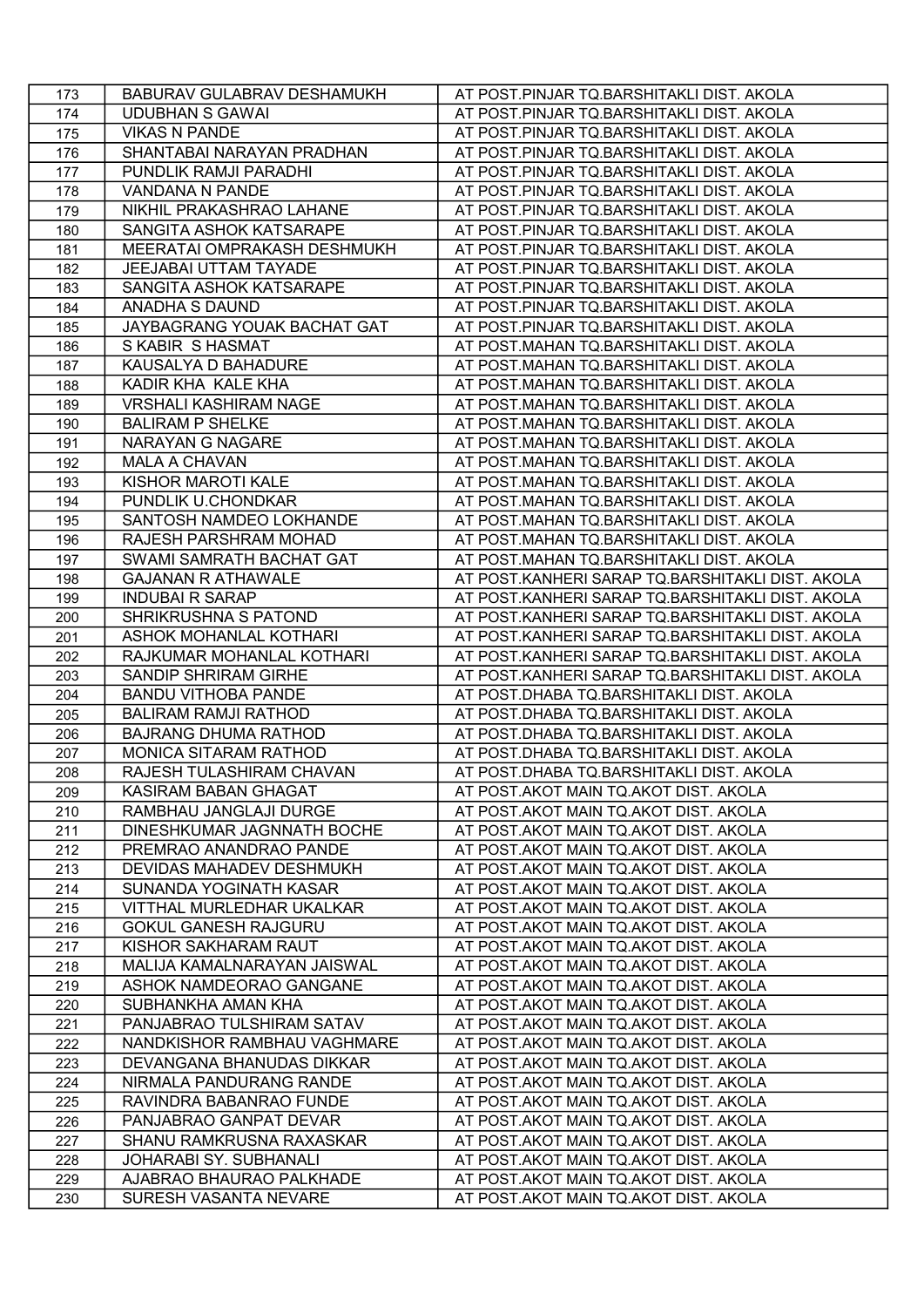| 173 | BABURAV GULABRAV DESHAMUKH | AT POST.PINJAR TQ.BARSHITAKLI DIST. AKOLA |
|---|---|---|
| 174 | UDUBHAN S GAWAI | AT POST.PINJAR TQ.BARSHITAKLI DIST. AKOLA |
| 175 | VIKAS N PANDE | AT POST.PINJAR TQ.BARSHITAKLI DIST. AKOLA |
| 176 | SHANTABAI NARAYAN PRADHAN | AT POST.PINJAR TQ.BARSHITAKLI DIST. AKOLA |
| 177 | PUNDLIK RAMJI PARADHI | AT POST.PINJAR TQ.BARSHITAKLI DIST. AKOLA |
| 178 | VANDANA N PANDE | AT POST.PINJAR TQ.BARSHITAKLI DIST. AKOLA |
| 179 | NIKHIL PRAKASHRAO LAHANE | AT POST.PINJAR TQ.BARSHITAKLI DIST. AKOLA |
| 180 | SANGITA ASHOK KATSARAPE | AT POST.PINJAR TQ.BARSHITAKLI DIST. AKOLA |
| 181 | MEERATAI OMPRAKASH DESHMUKH | AT POST.PINJAR TQ.BARSHITAKLI DIST. AKOLA |
| 182 | JEEJABAI UTTAM TAYADE | AT POST.PINJAR TQ.BARSHITAKLI DIST. AKOLA |
| 183 | SANGITA ASHOK KATSARAPE | AT POST.PINJAR TQ.BARSHITAKLI DIST. AKOLA |
| 184 | ANADHA S DAUND | AT POST.PINJAR TQ.BARSHITAKLI DIST. AKOLA |
| 185 | JAYBAGRANG YOUAK BACHAT GAT | AT POST.PINJAR TQ.BARSHITAKLI DIST. AKOLA |
| 186 | S KABIR S HASMAT | AT POST.MAHAN TQ.BARSHITAKLI DIST. AKOLA |
| 187 | KAUSALYA D BAHADURE | AT POST.MAHAN TQ.BARSHITAKLI DIST. AKOLA |
| 188 | KADIR KHA KALE KHA | AT POST.MAHAN TQ.BARSHITAKLI DIST. AKOLA |
| 189 | VRSHALI KASHIRAM NAGE | AT POST.MAHAN TQ.BARSHITAKLI DIST. AKOLA |
| 190 | BALIRAM P SHELKE | AT POST.MAHAN TQ.BARSHITAKLI DIST. AKOLA |
| 191 | NARAYAN G NAGARE | AT POST.MAHAN TQ.BARSHITAKLI DIST. AKOLA |
| 192 | MALA A CHAVAN | AT POST.MAHAN TQ.BARSHITAKLI DIST. AKOLA |
| 193 | KISHOR MAROTI KALE | AT POST.MAHAN TQ.BARSHITAKLI DIST. AKOLA |
| 194 | PUNDLIK U.CHONDKAR | AT POST.MAHAN TQ.BARSHITAKLI DIST. AKOLA |
| 195 | SANTOSH NAMDEO LOKHANDE | AT POST.MAHAN TQ.BARSHITAKLI DIST. AKOLA |
| 196 | RAJESH PARSHRAM MOHAD | AT POST.MAHAN TQ.BARSHITAKLI DIST. AKOLA |
| 197 | SWAMI SAMRATH BACHAT GAT | AT POST.MAHAN TQ.BARSHITAKLI DIST. AKOLA |
| 198 | GAJANAN R ATHAWALE | AT POST.KANHERI SARAP TQ.BARSHITAKLI DIST. AKOLA |
| 199 | INDUBAI R SARAP | AT POST.KANHERI SARAP TQ.BARSHITAKLI DIST. AKOLA |
| 200 | SHRIKRUSHNA S PATOND | AT POST.KANHERI SARAP TQ.BARSHITAKLI DIST. AKOLA |
| 201 | ASHOK MOHANLAL KOTHARI | AT POST.KANHERI SARAP TQ.BARSHITAKLI DIST. AKOLA |
| 202 | RAJKUMAR MOHANLAL KOTHARI | AT POST.KANHERI SARAP TQ.BARSHITAKLI DIST. AKOLA |
| 203 | SANDIP SHRIRAM GIRHE | AT POST.KANHERI SARAP TQ.BARSHITAKLI DIST. AKOLA |
| 204 | BANDU VITHOBA PANDE | AT POST.DHABA TQ.BARSHITAKLI DIST. AKOLA |
| 205 | BALIRAM RAMJI RATHOD | AT POST.DHABA TQ.BARSHITAKLI DIST. AKOLA |
| 206 | BAJRANG DHUMA RATHOD | AT POST.DHABA TQ.BARSHITAKLI DIST. AKOLA |
| 207 | MONICA SITARAM RATHOD | AT POST.DHABA TQ.BARSHITAKLI DIST. AKOLA |
| 208 | RAJESH TULASHIRAM CHAVAN | AT POST.DHABA TQ.BARSHITAKLI DIST. AKOLA |
| 209 | KASIRAM BABAN GHAGAT | AT POST.AKOT MAIN TQ.AKOT DIST. AKOLA |
| 210 | RAMBHAU JANGLAJI DURGE | AT POST.AKOT MAIN TQ.AKOT DIST. AKOLA |
| 211 | DINESHKUMAR JAGNNATH BOCHE | AT POST.AKOT MAIN TQ.AKOT DIST. AKOLA |
| 212 | PREMRAO ANANDRAO PANDE | AT POST.AKOT MAIN TQ.AKOT DIST. AKOLA |
| 213 | DEVIDAS MAHADEV DESHMUKH | AT POST.AKOT MAIN TQ.AKOT DIST. AKOLA |
| 214 | SUNANDA YOGINATH KASAR | AT POST.AKOT MAIN TQ.AKOT DIST. AKOLA |
| 215 | VITTHAL MURLEDHAR UKALKAR | AT POST.AKOT MAIN TQ.AKOT DIST. AKOLA |
| 216 | GOKUL GANESH RAJGURU | AT POST.AKOT MAIN TQ.AKOT DIST. AKOLA |
| 217 | KISHOR SAKHARAM RAUT | AT POST.AKOT MAIN TQ.AKOT DIST. AKOLA |
| 218 | MALIJA KAMALNARAYAN JAISWAL | AT POST.AKOT MAIN TQ.AKOT DIST. AKOLA |
| 219 | ASHOK NAMDEORAO GANGANE | AT POST.AKOT MAIN TQ.AKOT DIST. AKOLA |
| 220 | SUBHANKHA AMAN KHA | AT POST.AKOT MAIN TQ.AKOT DIST. AKOLA |
| 221 | PANJABRAO TULSHIRAM SATAV | AT POST.AKOT MAIN TQ.AKOT DIST. AKOLA |
| 222 | NANDKISHOR RAMBHAU VAGHMARE | AT POST.AKOT MAIN TQ.AKOT DIST. AKOLA |
| 223 | DEVANGANA BHANUDAS DIKKAR | AT POST.AKOT MAIN TQ.AKOT DIST. AKOLA |
| 224 | NIRMALA PANDURANG RANDE | AT POST.AKOT MAIN TQ.AKOT DIST. AKOLA |
| 225 | RAVINDRA BABANRAO FUNDE | AT POST.AKOT MAIN TQ.AKOT DIST. AKOLA |
| 226 | PANJABRAO GANPAT DEVAR | AT POST.AKOT MAIN TQ.AKOT DIST. AKOLA |
| 227 | SHANU RAMKRUSNA RAXASKAR | AT POST.AKOT MAIN TQ.AKOT DIST. AKOLA |
| 228 | JOHARABI SY. SUBHANALI | AT POST.AKOT MAIN TQ.AKOT DIST. AKOLA |
| 229 | AJABRAO BHAURAO PALKHADE | AT POST.AKOT MAIN TQ.AKOT DIST. AKOLA |
| 230 | SURESH VASANTA NEVARE | AT POST.AKOT MAIN TQ.AKOT DIST. AKOLA |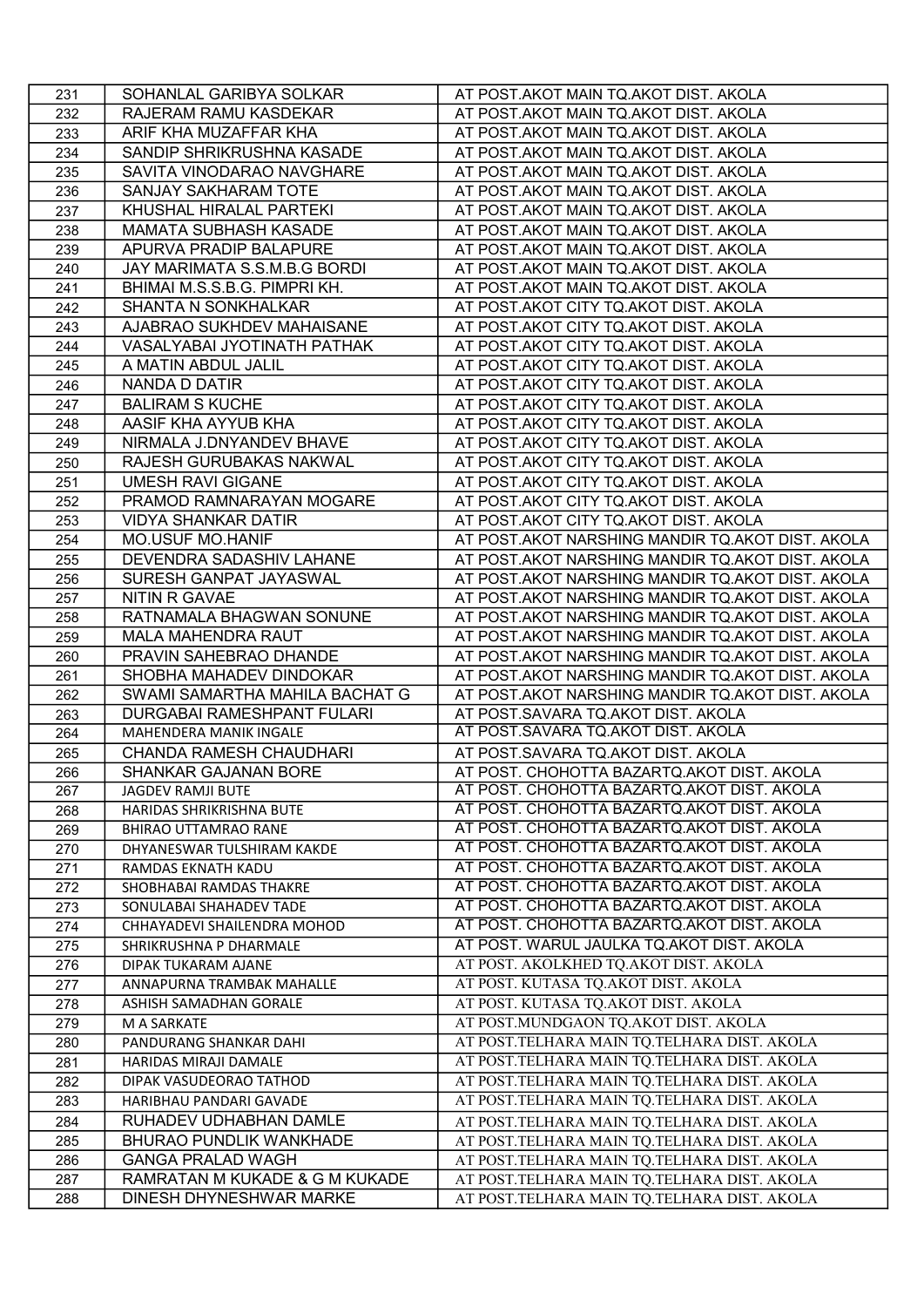| 231 | SOHANLAL GARIBYA SOLKAR | AT POST.AKOT MAIN TQ.AKOT DIST. AKOLA |
|---|---|---|
| 232 | RAJERAM RAMU KASDEKAR | AT POST.AKOT MAIN TQ.AKOT DIST. AKOLA |
| 233 | ARIF KHA MUZAFFAR KHA | AT POST.AKOT MAIN TQ.AKOT DIST. AKOLA |
| 234 | SANDIP SHRIKRUSHNA KASADE | AT POST.AKOT MAIN TQ.AKOT DIST. AKOLA |
| 235 | SAVITA VINODARAO NAVGHARE | AT POST.AKOT MAIN TQ.AKOT DIST. AKOLA |
| 236 | SANJAY SAKHARAM TOTE | AT POST.AKOT MAIN TQ.AKOT DIST. AKOLA |
| 237 | KHUSHAL HIRALAL PARTEKI | AT POST.AKOT MAIN TQ.AKOT DIST. AKOLA |
| 238 | MAMATA SUBHASH KASADE | AT POST.AKOT MAIN TQ.AKOT DIST. AKOLA |
| 239 | APURVA PRADIP BALAPURE | AT POST.AKOT MAIN TQ.AKOT DIST. AKOLA |
| 240 | JAY MARIMATA S.S.M.B.G BORDI | AT POST.AKOT MAIN TQ.AKOT DIST. AKOLA |
| 241 | BHIMAI M.S.S.B.G. PIMPRI KH. | AT POST.AKOT MAIN TQ.AKOT DIST. AKOLA |
| 242 | SHANTA N SONKHALKAR | AT POST.AKOT CITY TQ.AKOT DIST. AKOLA |
| 243 | AJABRAO SUKHDEV MAHAISANE | AT POST.AKOT CITY TQ.AKOT DIST. AKOLA |
| 244 | VASALYABAI JYOTINATH PATHAK | AT POST.AKOT CITY TQ.AKOT DIST. AKOLA |
| 245 | A MATIN ABDUL JALIL | AT POST.AKOT CITY TQ.AKOT DIST. AKOLA |
| 246 | NANDA D DATIR | AT POST.AKOT CITY TQ.AKOT DIST. AKOLA |
| 247 | BALIRAM S KUCHE | AT POST.AKOT CITY TQ.AKOT DIST. AKOLA |
| 248 | AASIF KHA AYYUB KHA | AT POST.AKOT CITY TQ.AKOT DIST. AKOLA |
| 249 | NIRMALA J.DNYANDEV BHAVE | AT POST.AKOT CITY TQ.AKOT DIST. AKOLA |
| 250 | RAJESH GURUBAKAS NAKWAL | AT POST.AKOT CITY TQ.AKOT DIST. AKOLA |
| 251 | UMESH RAVI GIGANE | AT POST.AKOT CITY TQ.AKOT DIST. AKOLA |
| 252 | PRAMOD RAMNARAYAN MOGARE | AT POST.AKOT CITY TQ.AKOT DIST. AKOLA |
| 253 | VIDYA SHANKAR DATIR | AT POST.AKOT CITY TQ.AKOT DIST. AKOLA |
| 254 | MO.USUF MO.HANIF | AT POST.AKOT NARSHING MANDIR TQ.AKOT DIST. AKOLA |
| 255 | DEVENDRA SADASHIV LAHANE | AT POST.AKOT NARSHING MANDIR TQ.AKOT DIST. AKOLA |
| 256 | SURESH GANPAT JAYASWAL | AT POST.AKOT NARSHING MANDIR TQ.AKOT DIST. AKOLA |
| 257 | NITIN R GAVAE | AT POST.AKOT NARSHING MANDIR TQ.AKOT DIST. AKOLA |
| 258 | RATNAMALA BHAGWAN SONUNE | AT POST.AKOT NARSHING MANDIR TQ.AKOT DIST. AKOLA |
| 259 | MALA MAHENDRA RAUT | AT POST.AKOT NARSHING MANDIR TQ.AKOT DIST. AKOLA |
| 260 | PRAVIN SAHEBRAO DHANDE | AT POST.AKOT NARSHING MANDIR TQ.AKOT DIST. AKOLA |
| 261 | SHOBHA MAHADEV DINDOKAR | AT POST.AKOT NARSHING MANDIR TQ.AKOT DIST. AKOLA |
| 262 | SWAMI SAMARTHA MAHILA BACHAT G | AT POST.AKOT NARSHING MANDIR TQ.AKOT DIST. AKOLA |
| 263 | DURGABAI RAMESHPANT FULARI | AT POST.SAVARA TQ.AKOT DIST. AKOLA |
| 264 | MAHENDERA MANIK INGALE | AT POST.SAVARA TQ.AKOT DIST. AKOLA |
| 265 | CHANDA RAMESH CHAUDHARI | AT POST.SAVARA TQ.AKOT DIST. AKOLA |
| 266 | SHANKAR GAJANAN BORE | AT POST. CHOHOTTA BAZARTQ.AKOT DIST. AKOLA |
| 267 | JAGDEV RAMJI BUTE | AT POST. CHOHOTTA BAZARTQ.AKOT DIST. AKOLA |
| 268 | HARIDAS SHRIKRISHNA BUTE | AT POST. CHOHOTTA BAZARTQ.AKOT DIST. AKOLA |
| 269 | BHIRAO UTTAMRAO RANE | AT POST. CHOHOTTA BAZARTQ.AKOT DIST. AKOLA |
| 270 | DHYANESWAR TULSHIRAM KAKDE | AT POST. CHOHOTTA BAZARTQ.AKOT DIST. AKOLA |
| 271 | RAMDAS EKNATH KADU | AT POST. CHOHOTTA BAZARTQ.AKOT DIST. AKOLA |
| 272 | SHOBHABAI RAMDAS THAKRE | AT POST. CHOHOTTA BAZARTQ.AKOT DIST. AKOLA |
| 273 | SONULABAI SHAHADEV TADE | AT POST. CHOHOTTA BAZARTQ.AKOT DIST. AKOLA |
| 274 | CHHAYADEVI SHAILENDRA MOHOD | AT POST. CHOHOTTA BAZARTQ.AKOT DIST. AKOLA |
| 275 | SHRIKRUSHNA P DHARMALE | AT POST. WARUL JAULKA TQ.AKOT DIST. AKOLA |
| 276 | DIPAK TUKARAM AJANE | AT POST. AKOLKHED TQ.AKOT DIST. AKOLA |
| 277 | ANNAPURNA TRAMBAK MAHALLE | AT POST. KUTASA TQ.AKOT DIST. AKOLA |
| 278 | ASHISH SAMADHAN GORALE | AT POST. KUTASA TQ.AKOT DIST. AKOLA |
| 279 | M A SARKATE | AT POST.MUNDGAON TQ.AKOT DIST. AKOLA |
| 280 | PANDURANG SHANKAR DAHI | AT POST.TELHARA MAIN TQ.TELHARA DIST. AKOLA |
| 281 | HARIDAS MIRAJI DAMALE | AT POST.TELHARA MAIN TQ.TELHARA DIST. AKOLA |
| 282 | DIPAK VASUDEORAO TATHOD | AT POST.TELHARA MAIN TQ.TELHARA DIST. AKOLA |
| 283 | HARIBHAU PANDARI GAVADE | AT POST.TELHARA MAIN TQ.TELHARA DIST. AKOLA |
| 284 | RUHADEV UDHABHAN DAMLE | AT POST.TELHARA MAIN TQ.TELHARA DIST. AKOLA |
| 285 | BHURAO PUNDLIK WANKHADE | AT POST.TELHARA MAIN TQ.TELHARA DIST. AKOLA |
| 286 | GANGA PRALAD WAGH | AT POST.TELHARA MAIN TQ.TELHARA DIST. AKOLA |
| 287 | RAMRATAN M KUKADE & G M KUKADE | AT POST.TELHARA MAIN TQ.TELHARA DIST. AKOLA |
| 288 | DINESH DHYNESHWAR MARKE | AT POST.TELHARA MAIN TQ.TELHARA DIST. AKOLA |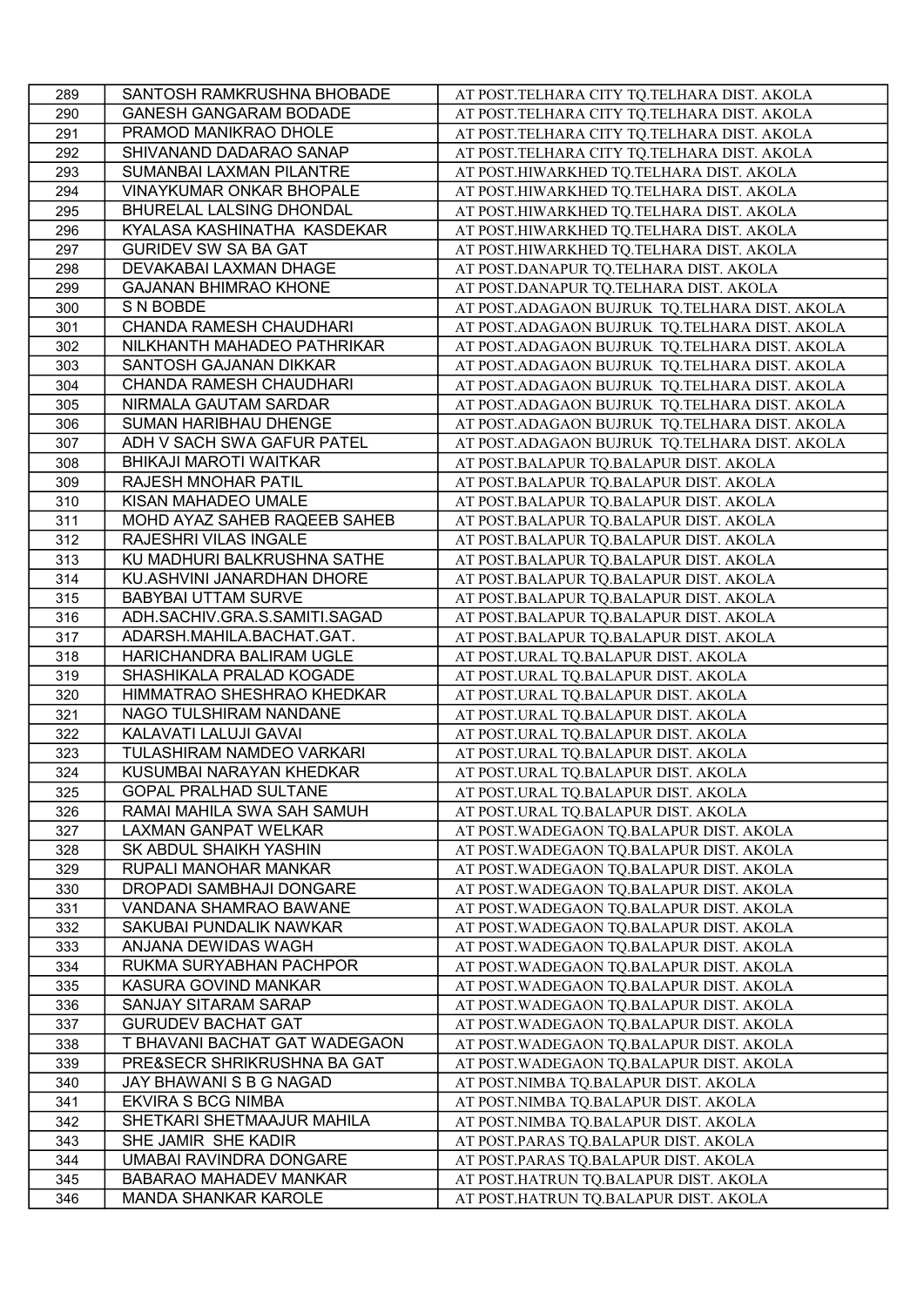| 289 | SANTOSH RAMKRUSHNA BHOBADE | AT POST.TELHARA CITY TQ.TELHARA DIST. AKOLA |
|---|---|---|
| 290 | GANESH GANGARAM BODADE | AT POST.TELHARA CITY TQ.TELHARA DIST. AKOLA |
| 291 | PRAMOD MANIKRAO DHOLE | AT POST.TELHARA CITY TQ.TELHARA DIST. AKOLA |
| 292 | SHIVANAND DADARAO SANAP | AT POST.TELHARA CITY TQ.TELHARA DIST. AKOLA |
| 293 | SUMANBAI LAXMAN PILANTRE | AT POST.HIWARKHED TQ.TELHARA DIST. AKOLA |
| 294 | VINAYKUMAR ONKAR BHOPALE | AT POST.HIWARKHED TQ.TELHARA DIST. AKOLA |
| 295 | BHURELAL LALSING DHONDAL | AT POST.HIWARKHED TQ.TELHARA DIST. AKOLA |
| 296 | KYALASA KASHINATHA KASDEKAR | AT POST.HIWARKHED TQ.TELHARA DIST. AKOLA |
| 297 | GURIDEV SW SA BA GAT | AT POST.HIWARKHED TQ.TELHARA DIST. AKOLA |
| 298 | DEVAKABAI LAXMAN DHAGE | AT POST.DANAPUR TQ.TELHARA DIST. AKOLA |
| 299 | GAJANAN BHIMRAO KHONE | AT POST.DANAPUR TQ.TELHARA DIST. AKOLA |
| 300 | S N BOBDE | AT POST.ADAGAON BUJRUK TQ.TELHARA DIST. AKOLA |
| 301 | CHANDA RAMESH CHAUDHARI | AT POST.ADAGAON BUJRUK TQ.TELHARA DIST. AKOLA |
| 302 | NILKHANTH MAHADEO PATHRIKAR | AT POST.ADAGAON BUJRUK TQ.TELHARA DIST. AKOLA |
| 303 | SANTOSH GAJANAN DIKKAR | AT POST.ADAGAON BUJRUK TQ.TELHARA DIST. AKOLA |
| 304 | CHANDA RAMESH CHAUDHARI | AT POST.ADAGAON BUJRUK TQ.TELHARA DIST. AKOLA |
| 305 | NIRMALA GAUTAM SARDAR | AT POST.ADAGAON BUJRUK TQ.TELHARA DIST. AKOLA |
| 306 | SUMAN HARIBHAU DHENGE | AT POST.ADAGAON BUJRUK TQ.TELHARA DIST. AKOLA |
| 307 | ADH V SACH SWA GAFUR PATEL | AT POST.ADAGAON BUJRUK TQ.TELHARA DIST. AKOLA |
| 308 | BHIKAJI MAROTI WAITKAR | AT POST.BALAPUR TQ.BALAPUR DIST. AKOLA |
| 309 | RAJESH MNOHAR PATIL | AT POST.BALAPUR TQ.BALAPUR DIST. AKOLA |
| 310 | KISAN MAHADEO UMALE | AT POST.BALAPUR TQ.BALAPUR DIST. AKOLA |
| 311 | MOHD AYAZ SAHEB RAQEEB SAHEB | AT POST.BALAPUR TQ.BALAPUR DIST. AKOLA |
| 312 | RAJESHRI VILAS INGALE | AT POST.BALAPUR TQ.BALAPUR DIST. AKOLA |
| 313 | KU MADHURI BALKRUSHNA SATHE | AT POST.BALAPUR TQ.BALAPUR DIST. AKOLA |
| 314 | KU.ASHVINI JANARDHAN DHORE | AT POST.BALAPUR TQ.BALAPUR DIST. AKOLA |
| 315 | BABYBAI UTTAM SURVE | AT POST.BALAPUR TQ.BALAPUR DIST. AKOLA |
| 316 | ADH.SACHIV.GRA.S.SAMITI.SAGAD | AT POST.BALAPUR TQ.BALAPUR DIST. AKOLA |
| 317 | ADARSH.MAHILA.BACHAT.GAT. | AT POST.BALAPUR TQ.BALAPUR DIST. AKOLA |
| 318 | HARICHANDRA BALIRAM UGLE | AT POST.URAL TQ.BALAPUR DIST. AKOLA |
| 319 | SHASHIKALA PRALAD KOGADE | AT POST.URAL TQ.BALAPUR DIST. AKOLA |
| 320 | HIMMATRAO SHESHRAO KHEDKAR | AT POST.URAL TQ.BALAPUR DIST. AKOLA |
| 321 | NAGO TULSHIRAM NANDANE | AT POST.URAL TQ.BALAPUR DIST. AKOLA |
| 322 | KALAVATI LALUJI GAVAI | AT POST.URAL TQ.BALAPUR DIST. AKOLA |
| 323 | TULASHIRAM NAMDEO VARKARI | AT POST.URAL TQ.BALAPUR DIST. AKOLA |
| 324 | KUSUMBAI NARAYAN KHEDKAR | AT POST.URAL TQ.BALAPUR DIST. AKOLA |
| 325 | GOPAL PRALHAD SULTANE | AT POST.URAL TQ.BALAPUR DIST. AKOLA |
| 326 | RAMAI MAHILA SWA SAH SAMUH | AT POST.URAL TQ.BALAPUR DIST. AKOLA |
| 327 | LAXMAN GANPAT WELKAR | AT POST.WADEGAON TQ.BALAPUR DIST. AKOLA |
| 328 | SK ABDUL SHAIKH YASHIN | AT POST.WADEGAON TQ.BALAPUR DIST. AKOLA |
| 329 | RUPALI MANOHAR MANKAR | AT POST.WADEGAON TQ.BALAPUR DIST. AKOLA |
| 330 | DROPADI SAMBHAJI DONGARE | AT POST.WADEGAON TQ.BALAPUR DIST. AKOLA |
| 331 | VANDANA SHAMRAO BAWANE | AT POST.WADEGAON TQ.BALAPUR DIST. AKOLA |
| 332 | SAKUBAI PUNDALIK NAWKAR | AT POST.WADEGAON TQ.BALAPUR DIST. AKOLA |
| 333 | ANJANA DEWIDAS WAGH | AT POST.WADEGAON TQ.BALAPUR DIST. AKOLA |
| 334 | RUKMA SURYABHAN PACHPOR | AT POST.WADEGAON TQ.BALAPUR DIST. AKOLA |
| 335 | KASURA GOVIND MANKAR | AT POST.WADEGAON TQ.BALAPUR DIST. AKOLA |
| 336 | SANJAY SITARAM SARAP | AT POST.WADEGAON TQ.BALAPUR DIST. AKOLA |
| 337 | GURUDEV BACHAT GAT | AT POST.WADEGAON TQ.BALAPUR DIST. AKOLA |
| 338 | T BHAVANI BACHAT GAT WADEGAON | AT POST.WADEGAON TQ.BALAPUR DIST. AKOLA |
| 339 | PRE&SECR SHRIKRUSHNA BA GAT | AT POST.WADEGAON TQ.BALAPUR DIST. AKOLA |
| 340 | JAY BHAWANI S B G NAGAD | AT POST.NIMBA TQ.BALAPUR DIST. AKOLA |
| 341 | EKVIRA S BCG NIMBA | AT POST.NIMBA TQ.BALAPUR DIST. AKOLA |
| 342 | SHETKARI SHETMAAJUR MAHILA | AT POST.NIMBA TQ.BALAPUR DIST. AKOLA |
| 343 | SHE JAMIR SHE KADIR | AT POST.PARAS TQ.BALAPUR DIST. AKOLA |
| 344 | UMABAI RAVINDRA DONGARE | AT POST.PARAS TQ.BALAPUR DIST. AKOLA |
| 345 | BABARAO MAHADEV MANKAR | AT POST.HATRUN TQ.BALAPUR DIST. AKOLA |
| 346 | MANDA SHANKAR KAROLE | AT POST.HATRUN TQ.BALAPUR DIST. AKOLA |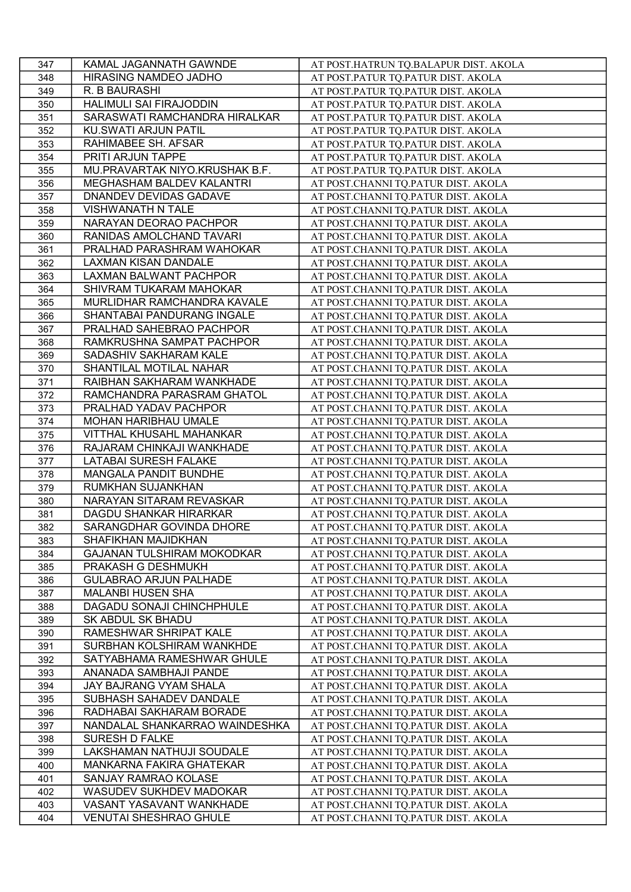| 347 | KAMAL JAGANNATH GAWNDE | AT POST.HATRUN TQ.BALAPUR DIST. AKOLA |
|---|---|---|
| 348 | HIRASING NAMDEO JADHO | AT POST.PATUR TQ.PATUR DIST. AKOLA |
| 349 | R. B BAURASHI | AT POST.PATUR TQ.PATUR DIST. AKOLA |
| 350 | HALIMULI SAI FIRAJODDIN | AT POST.PATUR TQ.PATUR DIST. AKOLA |
| 351 | SARASWATI RAMCHANDRA HIRALKAR | AT POST.PATUR TQ.PATUR DIST. AKOLA |
| 352 | KU.SWATI ARJUN PATIL | AT POST.PATUR TQ.PATUR DIST. AKOLA |
| 353 | RAHIMABEE SH. AFSAR | AT POST.PATUR TQ.PATUR DIST. AKOLA |
| 354 | PRITI ARJUN TAPPE | AT POST.PATUR TQ.PATUR DIST. AKOLA |
| 355 | MU.PRAVARTAK NIYO.KRUSHAK B.F. | AT POST.PATUR TQ.PATUR DIST. AKOLA |
| 356 | MEGHASHAM BALDEV KALANTRI | AT POST.CHANNI TQ.PATUR DIST. AKOLA |
| 357 | DNANDEV DEVIDAS GADAVE | AT POST.CHANNI TQ.PATUR DIST. AKOLA |
| 358 | VISHWANATH N TALE | AT POST.CHANNI TQ.PATUR DIST. AKOLA |
| 359 | NARAYAN DEORAO PACHPOR | AT POST.CHANNI TQ.PATUR DIST. AKOLA |
| 360 | RANIDAS AMOLCHAND TAVARI | AT POST.CHANNI TQ.PATUR DIST. AKOLA |
| 361 | PRALHAD PARASHRAM WAHOKAR | AT POST.CHANNI TQ.PATUR DIST. AKOLA |
| 362 | LAXMAN KISAN DANDALE | AT POST.CHANNI TQ.PATUR DIST. AKOLA |
| 363 | LAXMAN BALWANT PACHPOR | AT POST.CHANNI TQ.PATUR DIST. AKOLA |
| 364 | SHIVRAM TUKARAM MAHOKAR | AT POST.CHANNI TQ.PATUR DIST. AKOLA |
| 365 | MURLIDHAR RAMCHANDRA KAVALE | AT POST.CHANNI TQ.PATUR DIST. AKOLA |
| 366 | SHANTABAI PANDURANG INGALE | AT POST.CHANNI TQ.PATUR DIST. AKOLA |
| 367 | PRALHAD SAHEBRAO PACHPOR | AT POST.CHANNI TQ.PATUR DIST. AKOLA |
| 368 | RAMKRUSHNA SAMPAT PACHPOR | AT POST.CHANNI TQ.PATUR DIST. AKOLA |
| 369 | SADASHIV SAKHARAM KALE | AT POST.CHANNI TQ.PATUR DIST. AKOLA |
| 370 | SHANTILAL MOTILAL NAHAR | AT POST.CHANNI TQ.PATUR DIST. AKOLA |
| 371 | RAIBHAN SAKHARAM WANKHADE | AT POST.CHANNI TQ.PATUR DIST. AKOLA |
| 372 | RAMCHANDRA PARASRAM GHATOL | AT POST.CHANNI TQ.PATUR DIST. AKOLA |
| 373 | PRALHAD YADAV PACHPOR | AT POST.CHANNI TQ.PATUR DIST. AKOLA |
| 374 | MOHAN HARIBHAU UMALE | AT POST.CHANNI TQ.PATUR DIST. AKOLA |
| 375 | VITTHAL KHUSAHL MAHANKAR | AT POST.CHANNI TQ.PATUR DIST. AKOLA |
| 376 | RAJARAM CHINKAJI WANKHADE | AT POST.CHANNI TQ.PATUR DIST. AKOLA |
| 377 | LATABAI SURESH FALAKE | AT POST.CHANNI TQ.PATUR DIST. AKOLA |
| 378 | MANGALA PANDIT BUNDHE | AT POST.CHANNI TQ.PATUR DIST. AKOLA |
| 379 | RUMKHAN SUJANKHAN | AT POST.CHANNI TQ.PATUR DIST. AKOLA |
| 380 | NARAYAN SITARAM REVASKAR | AT POST.CHANNI TQ.PATUR DIST. AKOLA |
| 381 | DAGDU SHANKAR HIRARKAR | AT POST.CHANNI TQ.PATUR DIST. AKOLA |
| 382 | SARANGDHAR GOVINDA DHORE | AT POST.CHANNI TQ.PATUR DIST. AKOLA |
| 383 | SHAFIKHAN MAJIDKHAN | AT POST.CHANNI TQ.PATUR DIST. AKOLA |
| 384 | GAJANAN TULSHIRAM MOKODKAR | AT POST.CHANNI TQ.PATUR DIST. AKOLA |
| 385 | PRAKASH G DESHMUKH | AT POST.CHANNI TQ.PATUR DIST. AKOLA |
| 386 | GULABRAO ARJUN PALHADE | AT POST.CHANNI TQ.PATUR DIST. AKOLA |
| 387 | MALANBI HUSEN SHA | AT POST.CHANNI TQ.PATUR DIST. AKOLA |
| 388 | DAGADU SONAJI CHINCHPHULE | AT POST.CHANNI TQ.PATUR DIST. AKOLA |
| 389 | SK ABDUL SK BHADU | AT POST.CHANNI TQ.PATUR DIST. AKOLA |
| 390 | RAMESHWAR SHRIPAT KALE | AT POST.CHANNI TQ.PATUR DIST. AKOLA |
| 391 | SURBHAN KOLSHIRAM WANKHDE | AT POST.CHANNI TQ.PATUR DIST. AKOLA |
| 392 | SATYABHAMA RAMESHWAR GHULE | AT POST.CHANNI TQ.PATUR DIST. AKOLA |
| 393 | ANANADA SAMBHAJI PANDE | AT POST.CHANNI TQ.PATUR DIST. AKOLA |
| 394 | JAY BAJRANG VYAM SHALA | AT POST.CHANNI TQ.PATUR DIST. AKOLA |
| 395 | SUBHASH SAHADEV DANDALE | AT POST.CHANNI TQ.PATUR DIST. AKOLA |
| 396 | RADHABAI SAKHARAM BORADE | AT POST.CHANNI TQ.PATUR DIST. AKOLA |
| 397 | NANDALAL SHANKARRAO WAINDESHKA | AT POST.CHANNI TQ.PATUR DIST. AKOLA |
| 398 | SURESH D FALKE | AT POST.CHANNI TQ.PATUR DIST. AKOLA |
| 399 | LAKSHAMAN NATHUJI SOUDALE | AT POST.CHANNI TQ.PATUR DIST. AKOLA |
| 400 | MANKARNA FAKIRA GHATEKAR | AT POST.CHANNI TQ.PATUR DIST. AKOLA |
| 401 | SANJAY RAMRAO KOLASE | AT POST.CHANNI TQ.PATUR DIST. AKOLA |
| 402 | WASUDEV SUKHDEV MADOKAR | AT POST.CHANNI TQ.PATUR DIST. AKOLA |
| 403 | VASANT YASAVANT WANKHADE | AT POST.CHANNI TQ.PATUR DIST. AKOLA |
| 404 | VENUTAI SHESHRAO GHULE | AT POST.CHANNI TQ.PATUR DIST. AKOLA |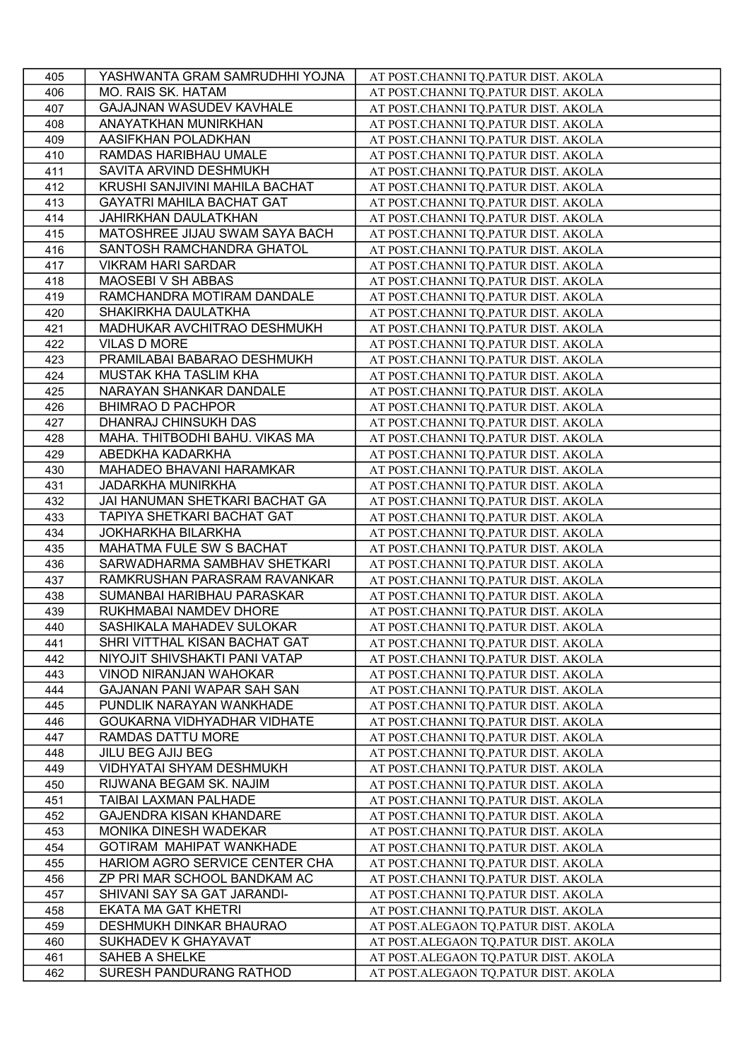| 405 | YASHWANTA GRAM SAMRUDHHI YOJNA | AT POST.CHANNI TQ.PATUR DIST. AKOLA |
|---|---|---|
| 406 | MO. RAIS SK. HATAM | AT POST.CHANNI TQ.PATUR DIST. AKOLA |
| 407 | GAJAJNAN WASUDEV KAVHALE | AT POST.CHANNI TQ.PATUR DIST. AKOLA |
| 408 | ANAYATKHAN MUNIRKHAN | AT POST.CHANNI TQ.PATUR DIST. AKOLA |
| 409 | AASIFKHAN POLADKHAN | AT POST.CHANNI TQ.PATUR DIST. AKOLA |
| 410 | RAMDAS HARIBHAU UMALE | AT POST.CHANNI TQ.PATUR DIST. AKOLA |
| 411 | SAVITA ARVIND DESHMUKH | AT POST.CHANNI TQ.PATUR DIST. AKOLA |
| 412 | KRUSHI SANJIVINI MAHILA BACHAT | AT POST.CHANNI TQ.PATUR DIST. AKOLA |
| 413 | GAYATRI MAHILA BACHAT GAT | AT POST.CHANNI TQ.PATUR DIST. AKOLA |
| 414 | JAHIRKHAN DAULATKHAN | AT POST.CHANNI TQ.PATUR DIST. AKOLA |
| 415 | MATOSHREE JIJAU SWAM SAYA BACH | AT POST.CHANNI TQ.PATUR DIST. AKOLA |
| 416 | SANTOSH RAMCHANDRA GHATOL | AT POST.CHANNI TQ.PATUR DIST. AKOLA |
| 417 | VIKRAM HARI SARDAR | AT POST.CHANNI TQ.PATUR DIST. AKOLA |
| 418 | MAOSEBI V SH ABBAS | AT POST.CHANNI TQ.PATUR DIST. AKOLA |
| 419 | RAMCHANDRA MOTIRAM DANDALE | AT POST.CHANNI TQ.PATUR DIST. AKOLA |
| 420 | SHAKIRKHA DAULATKHA | AT POST.CHANNI TQ.PATUR DIST. AKOLA |
| 421 | MADHUKAR AVCHITRAO DESHMUKH | AT POST.CHANNI TQ.PATUR DIST. AKOLA |
| 422 | VILAS D MORE | AT POST.CHANNI TQ.PATUR DIST. AKOLA |
| 423 | PRAMILABAI BABARAO DESHMUKH | AT POST.CHANNI TQ.PATUR DIST. AKOLA |
| 424 | MUSTAK KHA TASLIM KHA | AT POST.CHANNI TQ.PATUR DIST. AKOLA |
| 425 | NARAYAN SHANKAR DANDALE | AT POST.CHANNI TQ.PATUR DIST. AKOLA |
| 426 | BHIMRAO D PACHPOR | AT POST.CHANNI TQ.PATUR DIST. AKOLA |
| 427 | DHANRAJ CHINSUKH DAS | AT POST.CHANNI TQ.PATUR DIST. AKOLA |
| 428 | MAHA. THITBODHI BAHU. VIKAS MA | AT POST.CHANNI TQ.PATUR DIST. AKOLA |
| 429 | ABEDKHA KADARKHA | AT POST.CHANNI TQ.PATUR DIST. AKOLA |
| 430 | MAHADEO BHAVANI HARAMKAR | AT POST.CHANNI TQ.PATUR DIST. AKOLA |
| 431 | JADARKHA MUNIRKHA | AT POST.CHANNI TQ.PATUR DIST. AKOLA |
| 432 | JAI HANUMAN SHETKARI BACHAT GA | AT POST.CHANNI TQ.PATUR DIST. AKOLA |
| 433 | TAPIYA SHETKARI BACHAT GAT | AT POST.CHANNI TQ.PATUR DIST. AKOLA |
| 434 | JOKHARKHA BILARKHA | AT POST.CHANNI TQ.PATUR DIST. AKOLA |
| 435 | MAHATMA FULE SW S BACHAT | AT POST.CHANNI TQ.PATUR DIST. AKOLA |
| 436 | SARWADHARMA SAMBHAV SHETKARI | AT POST.CHANNI TQ.PATUR DIST. AKOLA |
| 437 | RAMKRUSHAN PARASRAM RAVANKAR | AT POST.CHANNI TQ.PATUR DIST. AKOLA |
| 438 | SUMANBAI HARIBHAU PARASKAR | AT POST.CHANNI TQ.PATUR DIST. AKOLA |
| 439 | RUKHMABAI NAMDEV DHORE | AT POST.CHANNI TQ.PATUR DIST. AKOLA |
| 440 | SASHIKALA MAHADEV SULOKAR | AT POST.CHANNI TQ.PATUR DIST. AKOLA |
| 441 | SHRI VITTHAL KISAN BACHAT GAT | AT POST.CHANNI TQ.PATUR DIST. AKOLA |
| 442 | NIYOJIT SHIVSHAKTI PANI VATAP | AT POST.CHANNI TQ.PATUR DIST. AKOLA |
| 443 | VINOD NIRANJAN WAHOKAR | AT POST.CHANNI TQ.PATUR DIST. AKOLA |
| 444 | GAJANAN PANI WAPAR SAH SAN | AT POST.CHANNI TQ.PATUR DIST. AKOLA |
| 445 | PUNDLIK NARAYAN WANKHADE | AT POST.CHANNI TQ.PATUR DIST. AKOLA |
| 446 | GOUKARNA VIDHYADHAR VIDHATE | AT POST.CHANNI TQ.PATUR DIST. AKOLA |
| 447 | RAMDAS DATTU MORE | AT POST.CHANNI TQ.PATUR DIST. AKOLA |
| 448 | JILU BEG AJIJ BEG | AT POST.CHANNI TQ.PATUR DIST. AKOLA |
| 449 | VIDHYATAI SHYAM DESHMUKH | AT POST.CHANNI TQ.PATUR DIST. AKOLA |
| 450 | RIJWANA BEGAM SK. NAJIM | AT POST.CHANNI TQ.PATUR DIST. AKOLA |
| 451 | TAIBAI LAXMAN PALHADE | AT POST.CHANNI TQ.PATUR DIST. AKOLA |
| 452 | GAJENDRA KISAN KHANDARE | AT POST.CHANNI TQ.PATUR DIST. AKOLA |
| 453 | MONIKA DINESH WADEKAR | AT POST.CHANNI TQ.PATUR DIST. AKOLA |
| 454 | GOTIRAM MAHIPAT WANKHADE | AT POST.CHANNI TQ.PATUR DIST. AKOLA |
| 455 | HARIOM AGRO SERVICE CENTER CHA | AT POST.CHANNI TQ.PATUR DIST. AKOLA |
| 456 | ZP PRI MAR SCHOOL BANDKAM AC | AT POST.CHANNI TQ.PATUR DIST. AKOLA |
| 457 | SHIVANI SAY SA GAT JARANDI- | AT POST.CHANNI TQ.PATUR DIST. AKOLA |
| 458 | EKATA MA GAT KHETRI | AT POST.CHANNI TQ.PATUR DIST. AKOLA |
| 459 | DESHMUKH DINKAR BHAURAO | AT POST.ALEGAON TQ.PATUR DIST. AKOLA |
| 460 | SUKHADEV K GHAYAVAT | AT POST.ALEGAON TQ.PATUR DIST. AKOLA |
| 461 | SAHEB A SHELKE | AT POST.ALEGAON TQ.PATUR DIST. AKOLA |
| 462 | SURESH PANDURANG RATHOD | AT POST.ALEGAON TQ.PATUR DIST. AKOLA |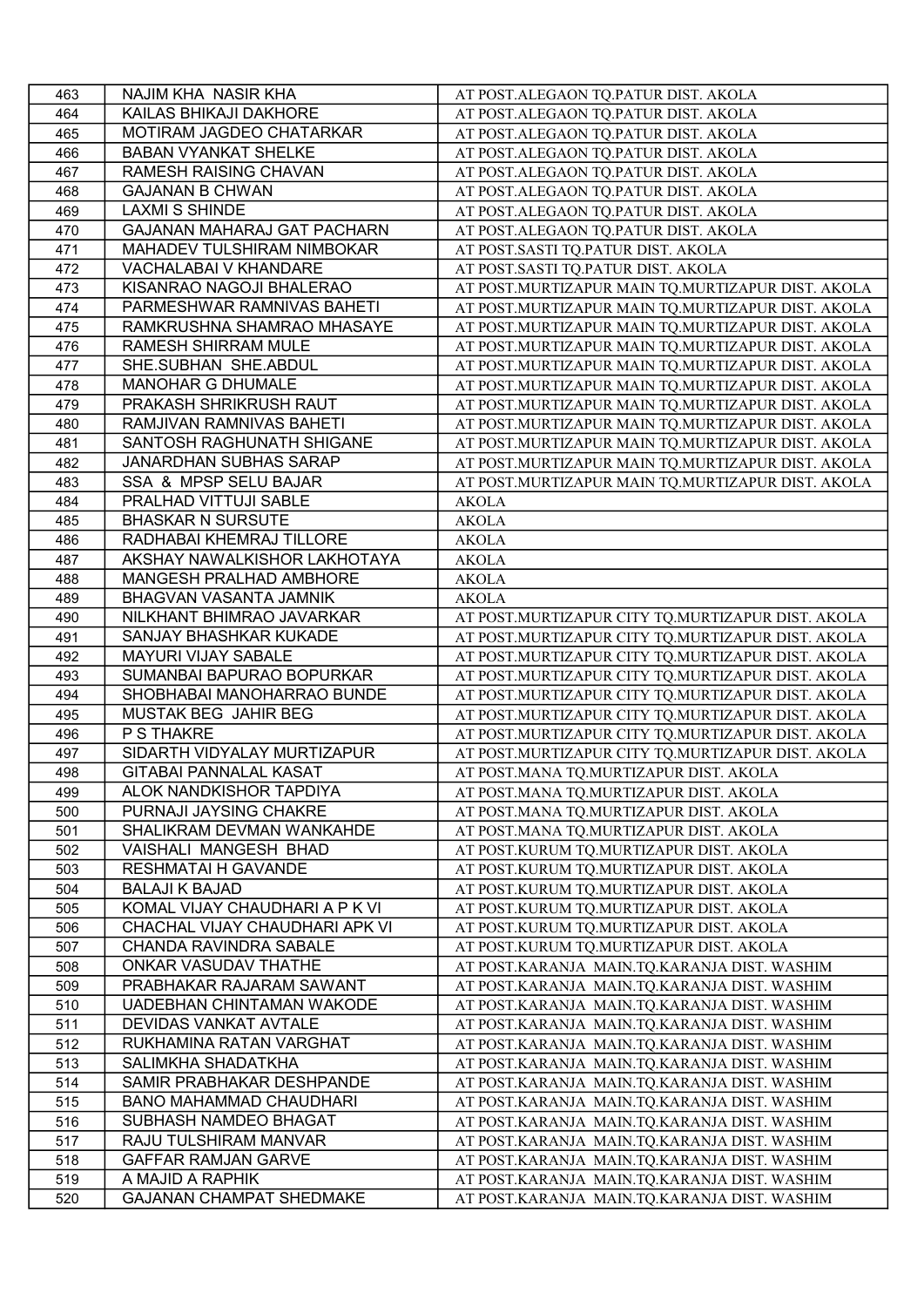| 463 | NAJIM KHA NASIR KHA | AT POST.ALEGAON TQ.PATUR DIST. AKOLA |
|---|---|---|
| 464 | KAILAS BHIKAJI DAKHORE | AT POST.ALEGAON TQ.PATUR DIST. AKOLA |
| 465 | MOTIRAM JAGDEO CHATARKAR | AT POST.ALEGAON TQ.PATUR DIST. AKOLA |
| 466 | BABAN VYANKAT SHELKE | AT POST.ALEGAON TQ.PATUR DIST. AKOLA |
| 467 | RAMESH RAISING CHAVAN | AT POST.ALEGAON TQ.PATUR DIST. AKOLA |
| 468 | GAJANAN B CHWAN | AT POST.ALEGAON TQ.PATUR DIST. AKOLA |
| 469 | LAXMI S SHINDE | AT POST.ALEGAON TQ.PATUR DIST. AKOLA |
| 470 | GAJANAN MAHARAJ GAT PACHARN | AT POST.ALEGAON TQ.PATUR DIST. AKOLA |
| 471 | MAHADEV TULSHIRAM NIMBOKAR | AT POST.SASTI TQ.PATUR DIST. AKOLA |
| 472 | VACHALABAI V KHANDARE | AT POST.SASTI TQ.PATUR DIST. AKOLA |
| 473 | KISANRAO NAGOJI BHALERAO | AT POST.MURTIZAPUR MAIN TQ.MURTIZAPUR DIST. AKOLA |
| 474 | PARMESHWAR RAMNIVAS BAHETI | AT POST.MURTIZAPUR MAIN TQ.MURTIZAPUR DIST. AKOLA |
| 475 | RAMKRUSHNA SHAMRAO MHASAYE | AT POST.MURTIZAPUR MAIN TQ.MURTIZAPUR DIST. AKOLA |
| 476 | RAMESH SHIRRAM MULE | AT POST.MURTIZAPUR MAIN TQ.MURTIZAPUR DIST. AKOLA |
| 477 | SHE.SUBHAN SHE.ABDUL | AT POST.MURTIZAPUR MAIN TQ.MURTIZAPUR DIST. AKOLA |
| 478 | MANOHAR G DHUMALE | AT POST.MURTIZAPUR MAIN TQ.MURTIZAPUR DIST. AKOLA |
| 479 | PRAKASH SHRIKRUSH RAUT | AT POST.MURTIZAPUR MAIN TQ.MURTIZAPUR DIST. AKOLA |
| 480 | RAMJIVAN RAMNIVAS BAHETI | AT POST.MURTIZAPUR MAIN TQ.MURTIZAPUR DIST. AKOLA |
| 481 | SANTOSH RAGHUNATH SHIGANE | AT POST.MURTIZAPUR MAIN TQ.MURTIZAPUR DIST. AKOLA |
| 482 | JANARDHAN SUBHAS SARAP | AT POST.MURTIZAPUR MAIN TQ.MURTIZAPUR DIST. AKOLA |
| 483 | SSA & MPSP SELU BAJAR | AT POST.MURTIZAPUR MAIN TQ.MURTIZAPUR DIST. AKOLA |
| 484 | PRALHAD VITTUJI SABLE | AKOLA |
| 485 | BHASKAR N SURSUTE | AKOLA |
| 486 | RADHABAI KHEMRAJ TILLORE | AKOLA |
| 487 | AKSHAY NAWALKISHOR LAKHOTAYA | AKOLA |
| 488 | MANGESH PRALHAD AMBHORE | AKOLA |
| 489 | BHAGVAN VASANTA JAMNIK | AKOLA |
| 490 | NILKHANT BHIMRAO JAVARKAR | AT POST.MURTIZAPUR CITY TQ.MURTIZAPUR DIST. AKOLA |
| 491 | SANJAY BHASHKAR KUKADE | AT POST.MURTIZAPUR CITY TQ.MURTIZAPUR DIST. AKOLA |
| 492 | MAYURI VIJAY SABALE | AT POST.MURTIZAPUR CITY TQ.MURTIZAPUR DIST. AKOLA |
| 493 | SUMANBAI BAPURAO BOPURKAR | AT POST.MURTIZAPUR CITY TQ.MURTIZAPUR DIST. AKOLA |
| 494 | SHOBHABAI MANOHARRAO BUNDE | AT POST.MURTIZAPUR CITY TQ.MURTIZAPUR DIST. AKOLA |
| 495 | MUSTAK BEG JAHIR BEG | AT POST.MURTIZAPUR CITY TQ.MURTIZAPUR DIST. AKOLA |
| 496 | P S THAKRE | AT POST.MURTIZAPUR CITY TQ.MURTIZAPUR DIST. AKOLA |
| 497 | SIDARTH VIDYALAY MURTIZAPUR | AT POST.MURTIZAPUR CITY TQ.MURTIZAPUR DIST. AKOLA |
| 498 | GITABAI PANNALAL KASAT | AT POST.MANA TQ.MURTIZAPUR DIST. AKOLA |
| 499 | ALOK NANDKISHOR TAPDIYA | AT POST.MANA TQ.MURTIZAPUR DIST. AKOLA |
| 500 | PURNAJI JAYSING CHAKRE | AT POST.MANA TQ.MURTIZAPUR DIST. AKOLA |
| 501 | SHALIKRAM DEVMAN WANKAHDE | AT POST.MANA TQ.MURTIZAPUR DIST. AKOLA |
| 502 | VAISHALI MANGESH BHAD | AT POST.KURUM TQ.MURTIZAPUR DIST. AKOLA |
| 503 | RESHMATAI H GAVANDE | AT POST.KURUM TQ.MURTIZAPUR DIST. AKOLA |
| 504 | BALAJI K BAJAD | AT POST.KURUM TQ.MURTIZAPUR DIST. AKOLA |
| 505 | KOMAL VIJAY CHAUDHARI A P K VI | AT POST.KURUM TQ.MURTIZAPUR DIST. AKOLA |
| 506 | CHACHAL VIJAY CHAUDHARI APK VI | AT POST.KURUM TQ.MURTIZAPUR DIST. AKOLA |
| 507 | CHANDA RAVINDRA SABALE | AT POST.KURUM TQ.MURTIZAPUR DIST. AKOLA |
| 508 | ONKAR VASUDAV THATHE | AT POST.KARANJA MAIN.TQ.KARANJA DIST. WASHIM |
| 509 | PRABHAKAR RAJARAM SAWANT | AT POST.KARANJA MAIN.TQ.KARANJA DIST. WASHIM |
| 510 | UADEBHAN CHINTAMAN WAKODE | AT POST.KARANJA MAIN.TQ.KARANJA DIST. WASHIM |
| 511 | DEVIDAS VANKAT AVTALE | AT POST.KARANJA MAIN.TQ.KARANJA DIST. WASHIM |
| 512 | RUKHAMINA RATAN VARGHAT | AT POST.KARANJA MAIN.TQ.KARANJA DIST. WASHIM |
| 513 | SALIMKHA SHADATKHA | AT POST.KARANJA MAIN.TQ.KARANJA DIST. WASHIM |
| 514 | SAMIR PRABHAKAR DESHPANDE | AT POST.KARANJA MAIN.TQ.KARANJA DIST. WASHIM |
| 515 | BANO MAHAMMAD CHAUDHARI | AT POST.KARANJA MAIN.TQ.KARANJA DIST. WASHIM |
| 516 | SUBHASH NAMDEO BHAGAT | AT POST.KARANJA MAIN.TQ.KARANJA DIST. WASHIM |
| 517 | RAJU TULSHIRAM MANVAR | AT POST.KARANJA MAIN.TQ.KARANJA DIST. WASHIM |
| 518 | GAFFAR RAMJAN GARVE | AT POST.KARANJA MAIN.TQ.KARANJA DIST. WASHIM |
| 519 | A MAJID A RAPHIK | AT POST.KARANJA MAIN.TQ.KARANJA DIST. WASHIM |
| 520 | GAJANAN CHAMPAT SHEDMAKE | AT POST.KARANJA MAIN.TQ.KARANJA DIST. WASHIM |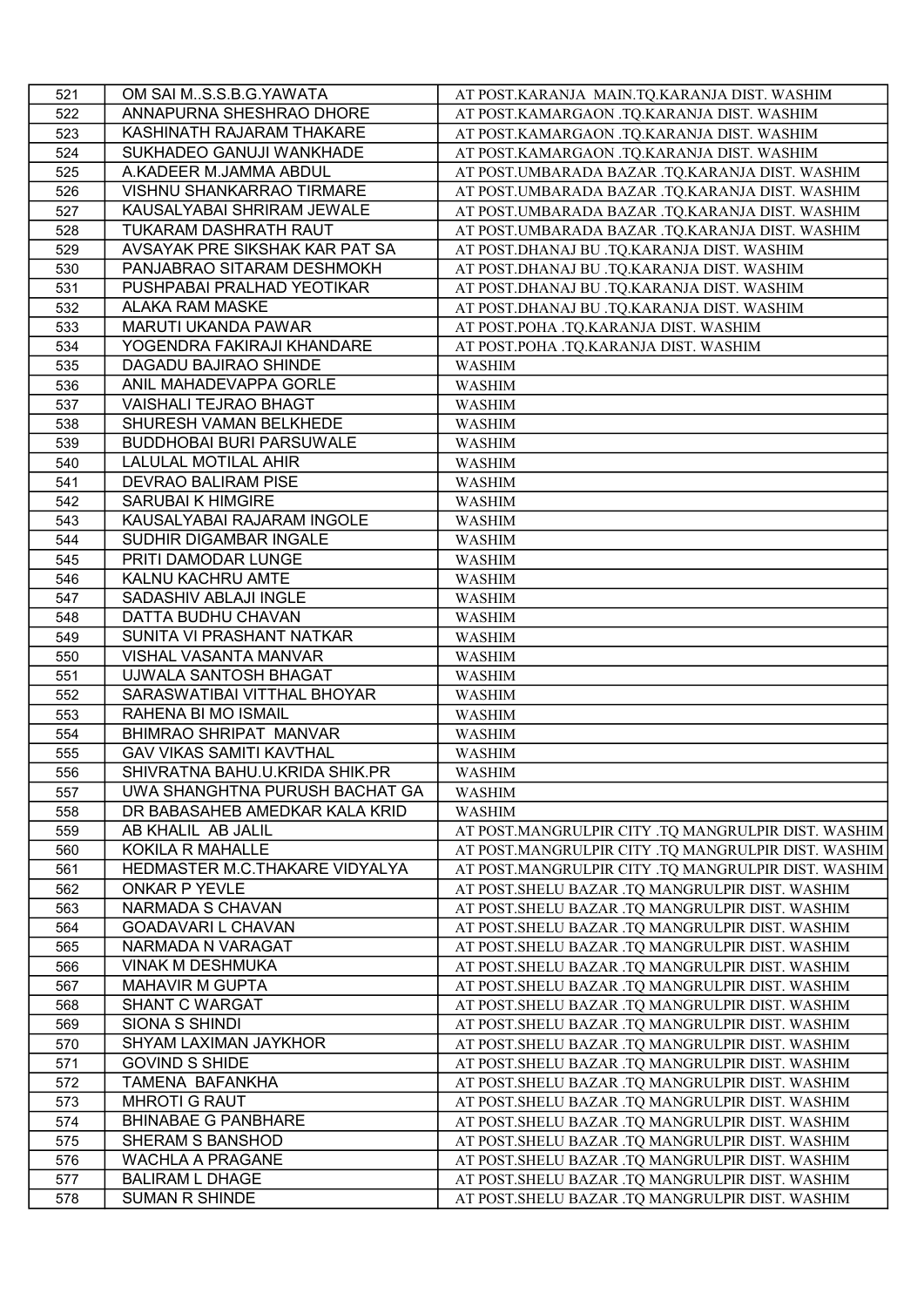| 521 | OM SAI M..S.S.B.G.YAWATA | AT POST.KARANJA MAIN.TQ.KARANJA DIST. WASHIM |
|---|---|---|
| 522 | ANNAPURNA SHESHRAO DHORE | AT POST.KAMARGAON .TQ.KARANJA DIST. WASHIM |
| 523 | KASHINATH RAJARAM THAKARE | AT POST.KAMARGAON .TQ.KARANJA DIST. WASHIM |
| 524 | SUKHADEO GANUJI WANKHADE | AT POST.KAMARGAON .TQ.KARANJA DIST. WASHIM |
| 525 | A.KADEER M.JAMMA ABDUL | AT POST.UMBARADA BAZAR .TQ.KARANJA DIST. WASHIM |
| 526 | VISHNU SHANKARRAO TIRMARE | AT POST.UMBARADA BAZAR .TQ.KARANJA DIST. WASHIM |
| 527 | KAUSALYABAI SHRIRAM JEWALE | AT POST.UMBARADA BAZAR .TQ.KARANJA DIST. WASHIM |
| 528 | TUKARAM DASHRATH RAUT | AT POST.UMBARADA BAZAR .TQ.KARANJA DIST. WASHIM |
| 529 | AVSAYAK PRE SIKSHAK KAR PAT SA | AT POST.DHANAJ BU .TQ.KARANJA DIST. WASHIM |
| 530 | PANJABRAO SITARAM DESHMOKH | AT POST.DHANAJ BU .TQ.KARANJA DIST. WASHIM |
| 531 | PUSHPABAI PRALHAD YEOTIKAR | AT POST.DHANAJ BU .TQ.KARANJA DIST. WASHIM |
| 532 | ALAKA RAM MASKE | AT POST.DHANAJ BU .TQ.KARANJA DIST. WASHIM |
| 533 | MARUTI UKANDA PAWAR | AT POST.POHA .TQ.KARANJA DIST. WASHIM |
| 534 | YOGENDRA FAKIRAJI KHANDARE | AT POST.POHA .TQ.KARANJA DIST. WASHIM |
| 535 | DAGADU BAJIRAO SHINDE | WASHIM |
| 536 | ANIL MAHADEVAPPA GORLE | WASHIM |
| 537 | VAISHALI TEJRAO BHAGT | WASHIM |
| 538 | SHURESH VAMAN BELKHEDE | WASHIM |
| 539 | BUDDHOBAI BURI PARSUWALE | WASHIM |
| 540 | LALULAL MOTILAL AHIR | WASHIM |
| 541 | DEVRAO BALIRAM PISE | WASHIM |
| 542 | SARUBAI K HIMGIRE | WASHIM |
| 543 | KAUSALYABAI RAJARAM INGOLE | WASHIM |
| 544 | SUDHIR DIGAMBAR INGALE | WASHIM |
| 545 | PRITI DAMODAR LUNGE | WASHIM |
| 546 | KALNU KACHRU AMTE | WASHIM |
| 547 | SADASHIV ABLAJI INGLE | WASHIM |
| 548 | DATTA BUDHU CHAVAN | WASHIM |
| 549 | SUNITA VI PRASHANT NATKAR | WASHIM |
| 550 | VISHAL VASANTA MANVAR | WASHIM |
| 551 | UJWALA SANTOSH BHAGAT | WASHIM |
| 552 | SARASWATIBAI VITTHAL BHOYAR | WASHIM |
| 553 | RAHENA BI MO ISMAIL | WASHIM |
| 554 | BHIMRAO SHRIPAT MANVAR | WASHIM |
| 555 | GAV VIKAS SAMITI KAVTHAL | WASHIM |
| 556 | SHIVRATNA BAHU.U.KRIDA SHIK.PR | WASHIM |
| 557 | UWA SHANGHTNA PURUSH BACHAT GA | WASHIM |
| 558 | DR BABASAHEB AMEDKAR KALA KRID | WASHIM |
| 559 | AB KHALIL AB JALIL | AT POST.MANGRULPIR CITY .TQ MANGRULPIR DIST. WASHIM |
| 560 | KOKILA R MAHALLE | AT POST.MANGRULPIR CITY .TQ MANGRULPIR DIST. WASHIM |
| 561 | HEDMASTER M.C.THAKARE VIDYALYA | AT POST.MANGRULPIR CITY .TQ MANGRULPIR DIST. WASHIM |
| 562 | ONKAR P YEVLE | AT POST.SHELU BAZAR .TQ MANGRULPIR DIST. WASHIM |
| 563 | NARMADA S CHAVAN | AT POST.SHELU BAZAR .TQ MANGRULPIR DIST. WASHIM |
| 564 | GOADAVARI L CHAVAN | AT POST.SHELU BAZAR .TQ MANGRULPIR DIST. WASHIM |
| 565 | NARMADA N VARAGAT | AT POST.SHELU BAZAR .TQ MANGRULPIR DIST. WASHIM |
| 566 | VINAK M DESHMUKA | AT POST.SHELU BAZAR .TQ MANGRULPIR DIST. WASHIM |
| 567 | MAHAVIR M GUPTA | AT POST.SHELU BAZAR .TQ MANGRULPIR DIST. WASHIM |
| 568 | SHANT C WARGAT | AT POST.SHELU BAZAR .TQ MANGRULPIR DIST. WASHIM |
| 569 | SIONA S SHINDI | AT POST.SHELU BAZAR .TQ MANGRULPIR DIST. WASHIM |
| 570 | SHYAM LAXIMAN JAYKHOR | AT POST.SHELU BAZAR .TQ MANGRULPIR DIST. WASHIM |
| 571 | GOVIND S SHIDE | AT POST.SHELU BAZAR .TQ MANGRULPIR DIST. WASHIM |
| 572 | TAMENA BAFANKHA | AT POST.SHELU BAZAR .TQ MANGRULPIR DIST. WASHIM |
| 573 | MHROTI G RAUT | AT POST.SHELU BAZAR .TQ MANGRULPIR DIST. WASHIM |
| 574 | BHINABAE G PANBHARE | AT POST.SHELU BAZAR .TQ MANGRULPIR DIST. WASHIM |
| 575 | SHERAM S BANSHOD | AT POST.SHELU BAZAR .TQ MANGRULPIR DIST. WASHIM |
| 576 | WACHLA A PRAGANE | AT POST.SHELU BAZAR .TQ MANGRULPIR DIST. WASHIM |
| 577 | BALIRAM L DHAGE | AT POST.SHELU BAZAR .TQ MANGRULPIR DIST. WASHIM |
| 578 | SUMAN R SHINDE | AT POST.SHELU BAZAR .TQ MANGRULPIR DIST. WASHIM |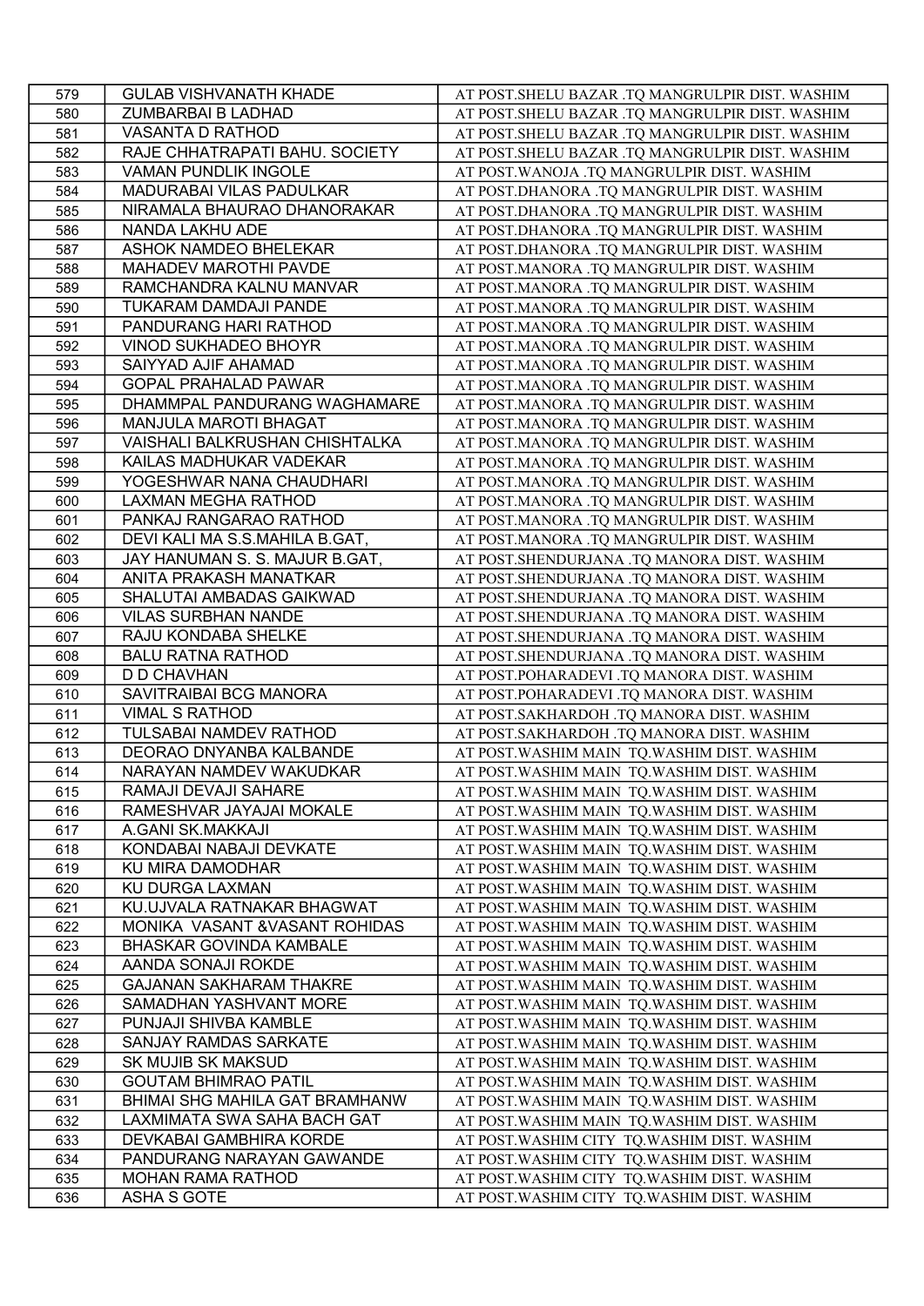| | | |
|---|---|---|
| 579 | GULAB VISHVANATH KHADE | AT POST.SHELU BAZAR .TQ MANGRULPIR DIST. WASHIM |
| 580 | ZUMBARBAI B LADHAD | AT POST.SHELU BAZAR .TQ MANGRULPIR DIST. WASHIM |
| 581 | VASANTA D RATHOD | AT POST.SHELU BAZAR .TQ MANGRULPIR DIST. WASHIM |
| 582 | RAJE CHHATRAPATI BAHU. SOCIETY | AT POST.SHELU BAZAR .TQ MANGRULPIR DIST. WASHIM |
| 583 | VAMAN PUNDLIK INGOLE | AT POST.WANOJA .TQ MANGRULPIR DIST. WASHIM |
| 584 | MADURABAI VILAS PADULKAR | AT POST.DHANORA .TQ MANGRULPIR DIST. WASHIM |
| 585 | NIRAMALA BHAURAO DHANORAKAR | AT POST.DHANORA .TQ MANGRULPIR DIST. WASHIM |
| 586 | NANDA LAKHU ADE | AT POST.DHANORA .TQ MANGRULPIR DIST. WASHIM |
| 587 | ASHOK NAMDEO BHELEKAR | AT POST.DHANORA .TQ MANGRULPIR DIST. WASHIM |
| 588 | MAHADEV MAROTHI PAVDE | AT POST.MANORA .TQ MANGRULPIR DIST. WASHIM |
| 589 | RAMCHANDRA KALNU MANVAR | AT POST.MANORA .TQ MANGRULPIR DIST. WASHIM |
| 590 | TUKARAM DAMDAJI PANDE | AT POST.MANORA .TQ MANGRULPIR DIST. WASHIM |
| 591 | PANDURANG HARI RATHOD | AT POST.MANORA .TQ MANGRULPIR DIST. WASHIM |
| 592 | VINOD SUKHADEO BHOYR | AT POST.MANORA .TQ MANGRULPIR DIST. WASHIM |
| 593 | SAIYYAD AJIF AHAMAD | AT POST.MANORA .TQ MANGRULPIR DIST. WASHIM |
| 594 | GOPAL PRAHALAD PAWAR | AT POST.MANORA .TQ MANGRULPIR DIST. WASHIM |
| 595 | DHAMMPAL PANDURANG WAGHAMARE | AT POST.MANORA .TQ MANGRULPIR DIST. WASHIM |
| 596 | MANJULA MAROTI BHAGAT | AT POST.MANORA .TQ MANGRULPIR DIST. WASHIM |
| 597 | VAISHALI BALKRUSHAN CHISHTALKA | AT POST.MANORA .TQ MANGRULPIR DIST. WASHIM |
| 598 | KAILAS MADHUKAR VADEKAR | AT POST.MANORA .TQ MANGRULPIR DIST. WASHIM |
| 599 | YOGESHWAR NANA CHAUDHARI | AT POST.MANORA .TQ MANGRULPIR DIST. WASHIM |
| 600 | LAXMAN MEGHA RATHOD | AT POST.MANORA .TQ MANGRULPIR DIST. WASHIM |
| 601 | PANKAJ RANGARAO RATHOD | AT POST.MANORA .TQ MANGRULPIR DIST. WASHIM |
| 602 | DEVI KALI MA S.S.MAHILA B.GAT, | AT POST.MANORA .TQ MANGRULPIR DIST. WASHIM |
| 603 | JAY HANUMAN S. S. MAJUR B.GAT, | AT POST.SHENDURJANA .TQ MANORA DIST. WASHIM |
| 604 | ANITA PRAKASH MANATKAR | AT POST.SHENDURJANA .TQ MANORA DIST. WASHIM |
| 605 | SHALUTAI AMBADAS GAIKWAD | AT POST.SHENDURJANA .TQ MANORA DIST. WASHIM |
| 606 | VILAS SURBHAN NANDE | AT POST.SHENDURJANA .TQ MANORA DIST. WASHIM |
| 607 | RAJU KONDABA SHELKE | AT POST.SHENDURJANA .TQ MANORA DIST. WASHIM |
| 608 | BALU RATNA RATHOD | AT POST.SHENDURJANA .TQ MANORA DIST. WASHIM |
| 609 | D D CHAVHAN | AT POST.POHARADEVI .TQ MANORA DIST. WASHIM |
| 610 | SAVITRAIBAI BCG MANORA | AT POST.POHARADEVI .TQ MANORA DIST. WASHIM |
| 611 | VIMAL S RATHOD | AT POST.SAKHARDOH .TQ MANORA DIST. WASHIM |
| 612 | TULSABAI NAMDEV RATHOD | AT POST.SAKHARDOH .TQ MANORA DIST. WASHIM |
| 613 | DEORAO DNYANBA KALBANDE | AT POST.WASHIM MAIN TQ.WASHIM DIST. WASHIM |
| 614 | NARAYAN NAMDEV WAKUDKAR | AT POST.WASHIM MAIN TQ.WASHIM DIST. WASHIM |
| 615 | RAMAJI DEVAJI SAHARE | AT POST.WASHIM MAIN TQ.WASHIM DIST. WASHIM |
| 616 | RAMESHVAR JAYAJAI MOKALE | AT POST.WASHIM MAIN TQ.WASHIM DIST. WASHIM |
| 617 | A.GANI SK.MAKKAJI | AT POST.WASHIM MAIN TQ.WASHIM DIST. WASHIM |
| 618 | KONDABAI NABAJI DEVKATE | AT POST.WASHIM MAIN TQ.WASHIM DIST. WASHIM |
| 619 | KU MIRA DAMODHAR | AT POST.WASHIM MAIN TQ.WASHIM DIST. WASHIM |
| 620 | KU DURGA LAXMAN | AT POST.WASHIM MAIN TQ.WASHIM DIST. WASHIM |
| 621 | KU.UJVALA RATNAKAR BHAGWAT | AT POST.WASHIM MAIN TQ.WASHIM DIST. WASHIM |
| 622 | MONIKA VASANT &VASANT ROHIDAS | AT POST.WASHIM MAIN TQ.WASHIM DIST. WASHIM |
| 623 | BHASKAR GOVINDA KAMBALE | AT POST.WASHIM MAIN TQ.WASHIM DIST. WASHIM |
| 624 | AANDA SONAJI ROKDE | AT POST.WASHIM MAIN TQ.WASHIM DIST. WASHIM |
| 625 | GAJANAN SAKHARAM THAKRE | AT POST.WASHIM MAIN TQ.WASHIM DIST. WASHIM |
| 626 | SAMADHAN YASHVANT MORE | AT POST.WASHIM MAIN TQ.WASHIM DIST. WASHIM |
| 627 | PUNJAJI SHIVBA KAMBLE | AT POST.WASHIM MAIN TQ.WASHIM DIST. WASHIM |
| 628 | SANJAY RAMDAS SARKATE | AT POST.WASHIM MAIN TQ.WASHIM DIST. WASHIM |
| 629 | SK MUJIB SK MAKSUD | AT POST.WASHIM MAIN TQ.WASHIM DIST. WASHIM |
| 630 | GOUTAM BHIMRAO PATIL | AT POST.WASHIM MAIN TQ.WASHIM DIST. WASHIM |
| 631 | BHIMAI SHG MAHILA GAT BRAMHANW | AT POST.WASHIM MAIN TQ.WASHIM DIST. WASHIM |
| 632 | LAXMIMATA SWA SAHA BACH GAT | AT POST.WASHIM MAIN TQ.WASHIM DIST. WASHIM |
| 633 | DEVKABAI GAMBHIRA KORDE | AT POST.WASHIM CITY TQ.WASHIM DIST. WASHIM |
| 634 | PANDURANG NARAYAN GAWANDE | AT POST.WASHIM CITY TQ.WASHIM DIST. WASHIM |
| 635 | MOHAN RAMA RATHOD | AT POST.WASHIM CITY TQ.WASHIM DIST. WASHIM |
| 636 | ASHA S GOTE | AT POST.WASHIM CITY TQ.WASHIM DIST. WASHIM |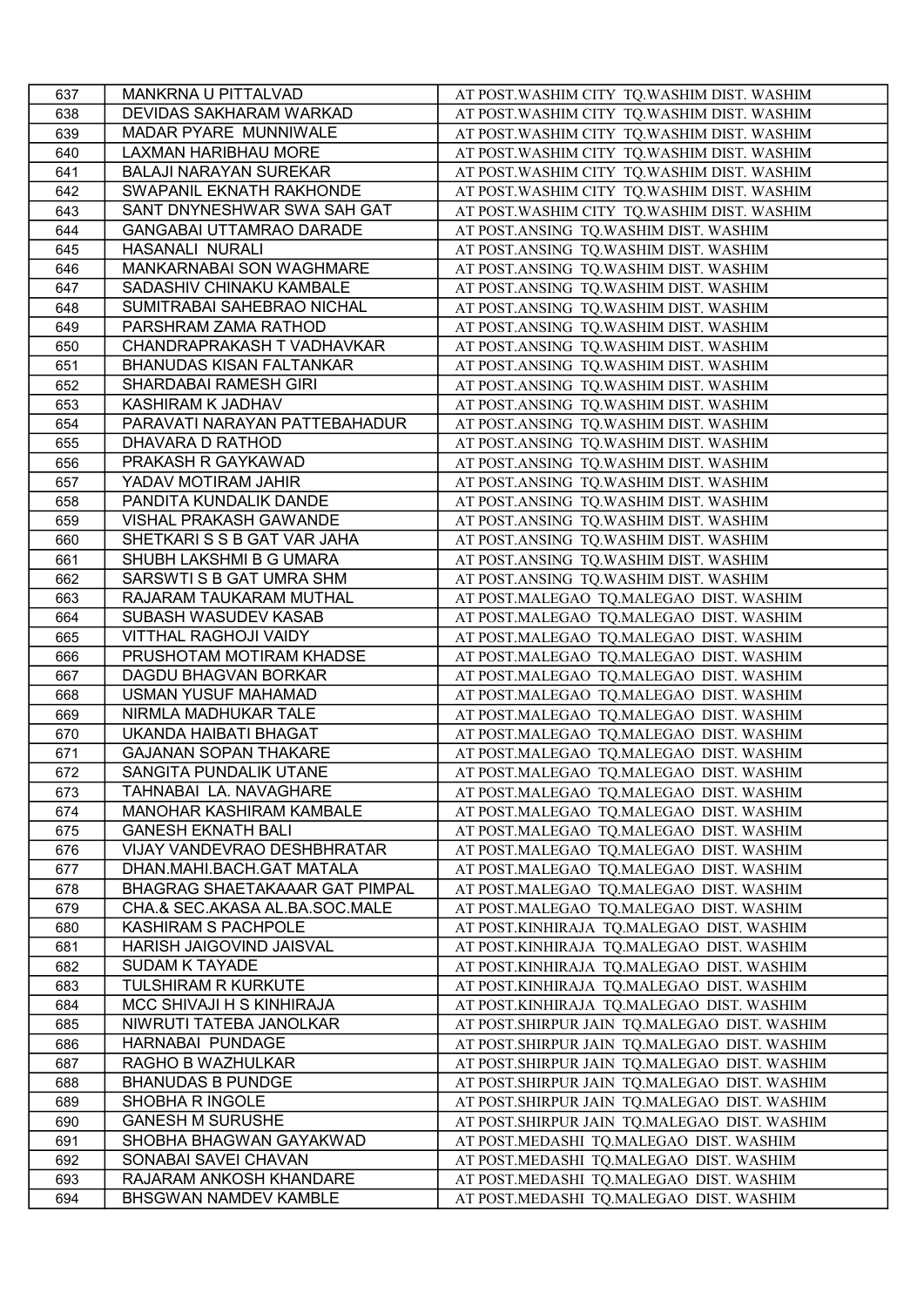| 637 | MANKRNA U PITTALVAD | AT POST.WASHIM CITY TQ.WASHIM DIST. WASHIM |
|---|---|---|
| 638 | DEVIDAS SAKHARAM WARKAD | AT POST.WASHIM CITY TQ.WASHIM DIST. WASHIM |
| 639 | MADAR PYARE MUNNIWALE | AT POST.WASHIM CITY TQ.WASHIM DIST. WASHIM |
| 640 | LAXMAN HARIBHAU MORE | AT POST.WASHIM CITY TQ.WASHIM DIST. WASHIM |
| 641 | BALAJI NARAYAN SUREKAR | AT POST.WASHIM CITY TQ.WASHIM DIST. WASHIM |
| 642 | SWAPANIL EKNATH RAKHONDE | AT POST.WASHIM CITY TQ.WASHIM DIST. WASHIM |
| 643 | SANT DNYNESHWAR SWA SAH GAT | AT POST.WASHIM CITY TQ.WASHIM DIST. WASHIM |
| 644 | GANGABAI UTTAMRAO DARADE | AT POST.ANSING TQ.WASHIM DIST. WASHIM |
| 645 | HASANALI NURALI | AT POST.ANSING TQ.WASHIM DIST. WASHIM |
| 646 | MANKARNABAI SON WAGHMARE | AT POST.ANSING TQ.WASHIM DIST. WASHIM |
| 647 | SADASHIV CHINAKU KAMBALE | AT POST.ANSING TQ.WASHIM DIST. WASHIM |
| 648 | SUMITRABAI SAHEBRAO NICHAL | AT POST.ANSING TQ.WASHIM DIST. WASHIM |
| 649 | PARSHRAM ZAMA RATHOD | AT POST.ANSING TQ.WASHIM DIST. WASHIM |
| 650 | CHANDRAPRAKASH T VADHAVKAR | AT POST.ANSING TQ.WASHIM DIST. WASHIM |
| 651 | BHANUDAS KISAN FALTANKAR | AT POST.ANSING TQ.WASHIM DIST. WASHIM |
| 652 | SHARDABAI RAMESH GIRI | AT POST.ANSING TQ.WASHIM DIST. WASHIM |
| 653 | KASHIRAM K JADHAV | AT POST.ANSING TQ.WASHIM DIST. WASHIM |
| 654 | PARAVATI NARAYAN PATTEBAHADUR | AT POST.ANSING TQ.WASHIM DIST. WASHIM |
| 655 | DHAVARA D RATHOD | AT POST.ANSING TQ.WASHIM DIST. WASHIM |
| 656 | PRAKASH R GAYKAWAD | AT POST.ANSING TQ.WASHIM DIST. WASHIM |
| 657 | YADAV MOTIRAM JAHIR | AT POST.ANSING TQ.WASHIM DIST. WASHIM |
| 658 | PANDITA KUNDALIK DANDE | AT POST.ANSING TQ.WASHIM DIST. WASHIM |
| 659 | VISHAL PRAKASH GAWANDE | AT POST.ANSING TQ.WASHIM DIST. WASHIM |
| 660 | SHETKARI S S B GAT VAR JAHA | AT POST.ANSING TQ.WASHIM DIST. WASHIM |
| 661 | SHUBH LAKSHMI B G UMARA | AT POST.ANSING TQ.WASHIM DIST. WASHIM |
| 662 | SARSWTI S B GAT UMRA SHM | AT POST.ANSING TQ.WASHIM DIST. WASHIM |
| 663 | RAJARAM TAUKARAM MUTHAL | AT POST.MALEGAO TQ.MALEGAO DIST. WASHIM |
| 664 | SUBASH WASUDEV KASAB | AT POST.MALEGAO TQ.MALEGAO DIST. WASHIM |
| 665 | VITTHAL RAGHOJI VAIDY | AT POST.MALEGAO TQ.MALEGAO DIST. WASHIM |
| 666 | PRUSHOTAM MOTIRAM KHADSE | AT POST.MALEGAO TQ.MALEGAO DIST. WASHIM |
| 667 | DAGDU BHAGVAN BORKAR | AT POST.MALEGAO TQ.MALEGAO DIST. WASHIM |
| 668 | USMAN YUSUF MAHAMAD | AT POST.MALEGAO TQ.MALEGAO DIST. WASHIM |
| 669 | NIRMLA MADHUKAR TALE | AT POST.MALEGAO TQ.MALEGAO DIST. WASHIM |
| 670 | UKANDA HAIBATI BHAGAT | AT POST.MALEGAO TQ.MALEGAO DIST. WASHIM |
| 671 | GAJANAN SOPAN THAKARE | AT POST.MALEGAO TQ.MALEGAO DIST. WASHIM |
| 672 | SANGITA PUNDALIK UTANE | AT POST.MALEGAO TQ.MALEGAO DIST. WASHIM |
| 673 | TAHNABAI LA. NAVAGHARE | AT POST.MALEGAO TQ.MALEGAO DIST. WASHIM |
| 674 | MANOHAR KASHIRAM KAMBALE | AT POST.MALEGAO TQ.MALEGAO DIST. WASHIM |
| 675 | GANESH EKNATH BALI | AT POST.MALEGAO TQ.MALEGAO DIST. WASHIM |
| 676 | VIJAY VANDEVRAO DESHBHRATAR | AT POST.MALEGAO TQ.MALEGAO DIST. WASHIM |
| 677 | DHAN.MAHI.BACH.GAT MATALA | AT POST.MALEGAO TQ.MALEGAO DIST. WASHIM |
| 678 | BHAGRAG SHAETAKAAAR GAT PIMPAL | AT POST.MALEGAO TQ.MALEGAO DIST. WASHIM |
| 679 | CHA.& SEC.AKASA AL.BA.SOC.MALE | AT POST.MALEGAO TQ.MALEGAO DIST. WASHIM |
| 680 | KASHIRAM S PACHPOLE | AT POST.KINHIRAJA TQ.MALEGAO DIST. WASHIM |
| 681 | HARISH JAIGOVIND JAISVAL | AT POST.KINHIRAJA TQ.MALEGAO DIST. WASHIM |
| 682 | SUDAM K TAYADE | AT POST.KINHIRAJA TQ.MALEGAO DIST. WASHIM |
| 683 | TULSHIRAM R KURKUTE | AT POST.KINHIRAJA TQ.MALEGAO DIST. WASHIM |
| 684 | MCC SHIVAJI H S KINHIRAJA | AT POST.KINHIRAJA TQ.MALEGAO DIST. WASHIM |
| 685 | NIWRUTI TATEBA JANOLKAR | AT POST.SHIRPUR JAIN TQ.MALEGAO DIST. WASHIM |
| 686 | HARNABAI PUNDAGE | AT POST.SHIRPUR JAIN TQ.MALEGAO DIST. WASHIM |
| 687 | RAGHO B WAZHULKAR | AT POST.SHIRPUR JAIN TQ.MALEGAO DIST. WASHIM |
| 688 | BHANUDAS B PUNDGE | AT POST.SHIRPUR JAIN TQ.MALEGAO DIST. WASHIM |
| 689 | SHOBHA R INGOLE | AT POST.SHIRPUR JAIN TQ.MALEGAO DIST. WASHIM |
| 690 | GANESH M SURUSHE | AT POST.SHIRPUR JAIN TQ.MALEGAO DIST. WASHIM |
| 691 | SHOBHA BHAGWAN GAYAKWAD | AT POST.MEDASHI TQ.MALEGAO DIST. WASHIM |
| 692 | SONABAI SAVEI CHAVAN | AT POST.MEDASHI TQ.MALEGAO DIST. WASHIM |
| 693 | RAJARAM ANKOSH KHANDARE | AT POST.MEDASHI TQ.MALEGAO DIST. WASHIM |
| 694 | BHSGWAN NAMDEV KAMBLE | AT POST.MEDASHI TQ.MALEGAO DIST. WASHIM |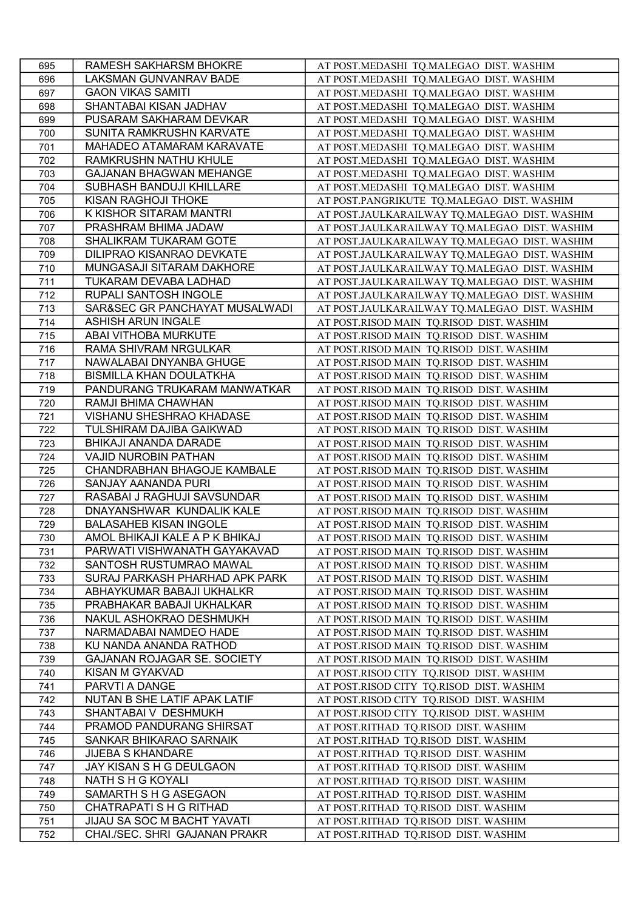| | | |
|---|---|---|
| 695 | RAMESH SAKHARSM BHOKRE | AT POST.MEDASHI TQ.MALEGAO DIST. WASHIM |
| 696 | LAKSMAN GUNVANRAV BADE | AT POST.MEDASHI TQ.MALEGAO DIST. WASHIM |
| 697 | GAON VIKAS SAMITI | AT POST.MEDASHI TQ.MALEGAO DIST. WASHIM |
| 698 | SHANTABAI KISAN JADHAV | AT POST.MEDASHI TQ.MALEGAO DIST. WASHIM |
| 699 | PUSARAM SAKHARAM DEVKAR | AT POST.MEDASHI TQ.MALEGAO DIST. WASHIM |
| 700 | SUNITA RAMKRUSHN KARVATE | AT POST.MEDASHI TQ.MALEGAO DIST. WASHIM |
| 701 | MAHADEO ATAMARAM KARAVATE | AT POST.MEDASHI TQ.MALEGAO DIST. WASHIM |
| 702 | RAMKRUSHN NATHU KHULE | AT POST.MEDASHI TQ.MALEGAO DIST. WASHIM |
| 703 | GAJANAN BHAGWAN MEHANGE | AT POST.MEDASHI TQ.MALEGAO DIST. WASHIM |
| 704 | SUBHASH BANDUJI KHILLARE | AT POST.MEDASHI TQ.MALEGAO DIST. WASHIM |
| 705 | KISAN RAGHOJI THOKE | AT POST.PANGRIKUTE TQ.MALEGAO DIST. WASHIM |
| 706 | K KISHOR SITARAM MANTRI | AT POST.JAULKARAILWAY TQ.MALEGAO DIST. WASHIM |
| 707 | PRASHRAM BHIMA JADAW | AT POST.JAULKARAILWAY TQ.MALEGAO DIST. WASHIM |
| 708 | SHALIKRAM TUKARAM GOTE | AT POST.JAULKARAILWAY TQ.MALEGAO DIST. WASHIM |
| 709 | DILIPRAO KISANRAO DEVKATE | AT POST.JAULKARAILWAY TQ.MALEGAO DIST. WASHIM |
| 710 | MUNGASAJI SITARAM DAKHORE | AT POST.JAULKARAILWAY TQ.MALEGAO DIST. WASHIM |
| 711 | TUKARAM DEVABA LADHAD | AT POST.JAULKARAILWAY TQ.MALEGAO DIST. WASHIM |
| 712 | RUPALI SANTOSH INGOLE | AT POST.JAULKARAILWAY TQ.MALEGAO DIST. WASHIM |
| 713 | SAR&SEC GR PANCHAYAT MUSALWADI | AT POST.JAULKARAILWAY TQ.MALEGAO DIST. WASHIM |
| 714 | ASHISH ARUN INGALE | AT POST.RISOD MAIN TQ.RISOD DIST. WASHIM |
| 715 | ABAI VITHOBA MURKUTE | AT POST.RISOD MAIN TQ.RISOD DIST. WASHIM |
| 716 | RAMA SHIVRAM NRGULKAR | AT POST.RISOD MAIN TQ.RISOD DIST. WASHIM |
| 717 | NAWALABAI DNYANBA GHUGE | AT POST.RISOD MAIN TQ.RISOD DIST. WASHIM |
| 718 | BISMILLA KHAN DOULATKHA | AT POST.RISOD MAIN TQ.RISOD DIST. WASHIM |
| 719 | PANDURANG TRUKARAM MANWATKAR | AT POST.RISOD MAIN TQ.RISOD DIST. WASHIM |
| 720 | RAMJI BHIMA CHAWHAN | AT POST.RISOD MAIN TQ.RISOD DIST. WASHIM |
| 721 | VISHANU SHESHRAO KHADASE | AT POST.RISOD MAIN TQ.RISOD DIST. WASHIM |
| 722 | TULSHIRAM DAJIBA GAIKWAD | AT POST.RISOD MAIN TQ.RISOD DIST. WASHIM |
| 723 | BHIKAJI ANANDA DARADE | AT POST.RISOD MAIN TQ.RISOD DIST. WASHIM |
| 724 | VAJID NUROBIN PATHAN | AT POST.RISOD MAIN TQ.RISOD DIST. WASHIM |
| 725 | CHANDRABHAN BHAGOJE KAMBALE | AT POST.RISOD MAIN TQ.RISOD DIST. WASHIM |
| 726 | SANJAY AANANDA PURI | AT POST.RISOD MAIN TQ.RISOD DIST. WASHIM |
| 727 | RASABAI J RAGHUJI SAVSUNDAR | AT POST.RISOD MAIN TQ.RISOD DIST. WASHIM |
| 728 | DNAYANSHWAR KUNDALIK KALE | AT POST.RISOD MAIN TQ.RISOD DIST. WASHIM |
| 729 | BALASAHEB KISAN INGOLE | AT POST.RISOD MAIN TQ.RISOD DIST. WASHIM |
| 730 | AMOL BHIKAJI KALE A P K BHIKAJ | AT POST.RISOD MAIN TQ.RISOD DIST. WASHIM |
| 731 | PARWATI VISHWANATH GAYAKAVAD | AT POST.RISOD MAIN TQ.RISOD DIST. WASHIM |
| 732 | SANTOSH RUSTUMRAO MAWAL | AT POST.RISOD MAIN TQ.RISOD DIST. WASHIM |
| 733 | SURAJ PARKASH PHARHAD APK PARK | AT POST.RISOD MAIN TQ.RISOD DIST. WASHIM |
| 734 | ABHAYKUMAR BABAJI UKHALKR | AT POST.RISOD MAIN TQ.RISOD DIST. WASHIM |
| 735 | PRABHAKAR BABAJI UKHALKAR | AT POST.RISOD MAIN TQ.RISOD DIST. WASHIM |
| 736 | NAKUL ASHOKRAO DESHMUKH | AT POST.RISOD MAIN TQ.RISOD DIST. WASHIM |
| 737 | NARMADABAI NAMDEO HADE | AT POST.RISOD MAIN TQ.RISOD DIST. WASHIM |
| 738 | KU NANDA ANANDA RATHOD | AT POST.RISOD MAIN TQ.RISOD DIST. WASHIM |
| 739 | GAJANAN ROJAGAR SE. SOCIETY | AT POST.RISOD MAIN TQ.RISOD DIST. WASHIM |
| 740 | KISAN M GYAKVAD | AT POST.RISOD CITY TQ.RISOD DIST. WASHIM |
| 741 | PARVTI A DANGE | AT POST.RISOD CITY TQ.RISOD DIST. WASHIM |
| 742 | NUTAN B SHE LATIF APAK LATIF | AT POST.RISOD CITY TQ.RISOD DIST. WASHIM |
| 743 | SHANTABAI V DESHMUKH | AT POST.RISOD CITY TQ.RISOD DIST. WASHIM |
| 744 | PRAMOD PANDURANG SHIRSAT | AT POST.RITHAD TQ.RISOD DIST. WASHIM |
| 745 | SANKAR BHIKARAO SARNAIK | AT POST.RITHAD TQ.RISOD DIST. WASHIM |
| 746 | JIJEBA S KHANDARE | AT POST.RITHAD TQ.RISOD DIST. WASHIM |
| 747 | JAY KISAN S H G DEULGAON | AT POST.RITHAD TQ.RISOD DIST. WASHIM |
| 748 | NATH S H G KOYALI | AT POST.RITHAD TQ.RISOD DIST. WASHIM |
| 749 | SAMARTH S H G ASEGAON | AT POST.RITHAD TQ.RISOD DIST. WASHIM |
| 750 | CHATRAPATI S H G RITHAD | AT POST.RITHAD TQ.RISOD DIST. WASHIM |
| 751 | JIJAU SA SOC M BACHT YAVATI | AT POST.RITHAD TQ.RISOD DIST. WASHIM |
| 752 | CHAI./SEC. SHRI GAJANAN PRAKR | AT POST.RITHAD TQ.RISOD DIST. WASHIM |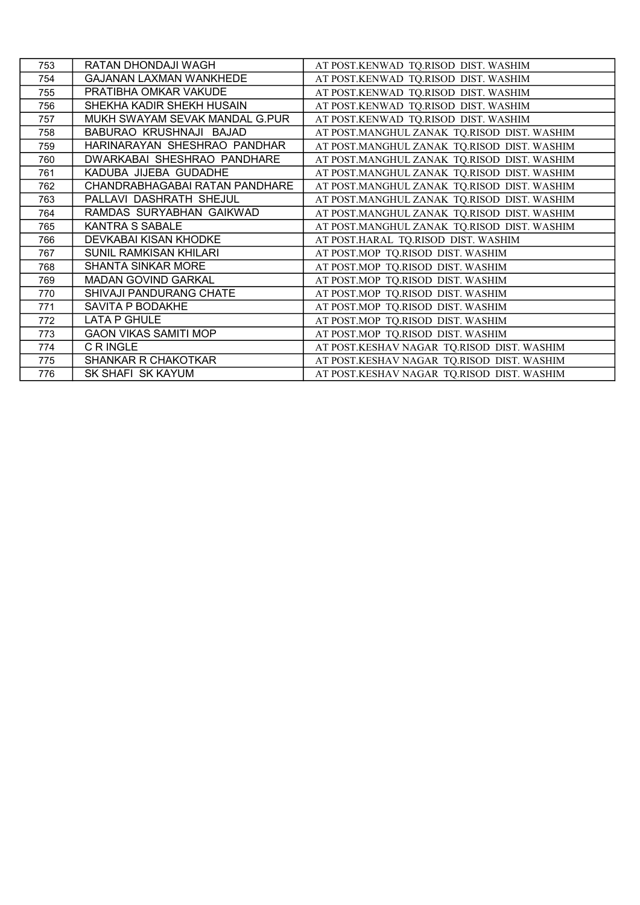| | | |
|---|---|---|
| 753 | RATAN DHONDAJI WAGH | AT POST.KENWAD TQ.RISOD DIST. WASHIM |
| 754 | GAJANAN LAXMAN WANKHEDE | AT POST.KENWAD TQ.RISOD DIST. WASHIM |
| 755 | PRATIBHA OMKAR VAKUDE | AT POST.KENWAD TQ.RISOD DIST. WASHIM |
| 756 | SHEKHA KADIR SHEKH HUSAIN | AT POST.KENWAD TQ.RISOD DIST. WASHIM |
| 757 | MUKH SWAYAM SEVAK MANDAL G.PUR | AT POST.KENWAD TQ.RISOD DIST. WASHIM |
| 758 | BABURAO KRUSHNAJI BAJAD | AT POST.MANGHUL ZANAK TQ.RISOD DIST. WASHIM |
| 759 | HARINARAYAN SHESHRAO PANDHAR | AT POST.MANGHUL ZANAK TQ.RISOD DIST. WASHIM |
| 760 | DWARKABAI SHESHRAO PANDHARE | AT POST.MANGHUL ZANAK TQ.RISOD DIST. WASHIM |
| 761 | KADUBA JIJEBA GUDADHE | AT POST.MANGHUL ZANAK TQ.RISOD DIST. WASHIM |
| 762 | CHANDRABHAGABAI RATAN PANDHARE | AT POST.MANGHUL ZANAK TQ.RISOD DIST. WASHIM |
| 763 | PALLAVI DASHRATH SHEJUL | AT POST.MANGHUL ZANAK TQ.RISOD DIST. WASHIM |
| 764 | RAMDAS SURYABHAN GAIKWAD | AT POST.MANGHUL ZANAK TQ.RISOD DIST. WASHIM |
| 765 | KANTRA S SABALE | AT POST.MANGHUL ZANAK TQ.RISOD DIST. WASHIM |
| 766 | DEVKABAI KISAN KHODKE | AT POST.HARAL TQ.RISOD DIST. WASHIM |
| 767 | SUNIL RAMKISAN KHILARI | AT POST.MOP TQ.RISOD DIST. WASHIM |
| 768 | SHANTA SINKAR MORE | AT POST.MOP TQ.RISOD DIST. WASHIM |
| 769 | MADAN GOVIND GARKAL | AT POST.MOP TQ.RISOD DIST. WASHIM |
| 770 | SHIVAJI PANDURANG CHATE | AT POST.MOP TQ.RISOD DIST. WASHIM |
| 771 | SAVITA P BODAKHE | AT POST.MOP TQ.RISOD DIST. WASHIM |
| 772 | LATA P GHULE | AT POST.MOP TQ.RISOD DIST. WASHIM |
| 773 | GAON VIKAS SAMITI MOP | AT POST.MOP TQ.RISOD DIST. WASHIM |
| 774 | C R INGLE | AT POST.KESHAV NAGAR TQ.RISOD DIST. WASHIM |
| 775 | SHANKAR R CHAKOTKAR | AT POST.KESHAV NAGAR TQ.RISOD DIST. WASHIM |
| 776 | SK SHAFI SK KAYUM | AT POST.KESHAV NAGAR TQ.RISOD DIST. WASHIM |